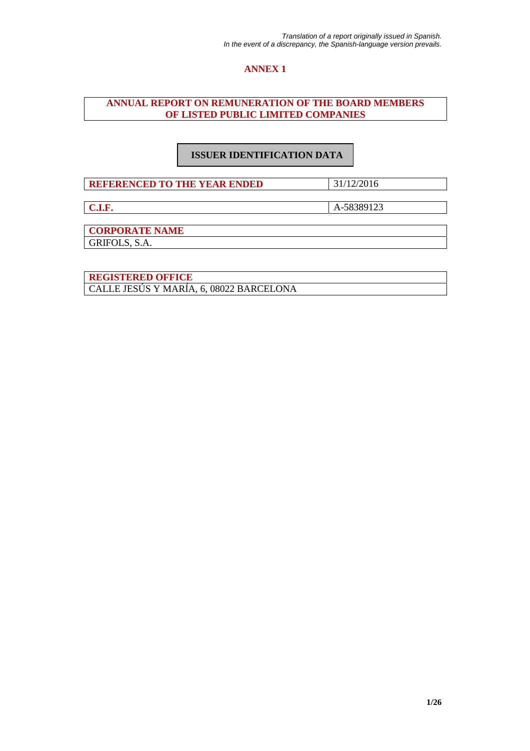*Translation of a report originally issued in Spanish.*
*In the event of a discrepancy, the Spanish-language version prevails.*

# ANNEX 1

## ANNUAL REPORT ON REMUNERATION OF THE BOARD MEMBERS OF LISTED PUBLIC LIMITED COMPANIES

### ISSUER IDENTIFICATION DATA

| REFERENCED TO THE YEAR ENDED | 31/12/2016 |
|---|---|

| C.I.F. | A-58389123 |
|---|---|

| CORPORATE NAME |
|---|
| GRIFOLS, S.A. |

| REGISTERED OFFICE |
|---|
| CALLE JESÚS Y MARÍA, 6, 08022 BARCELONA |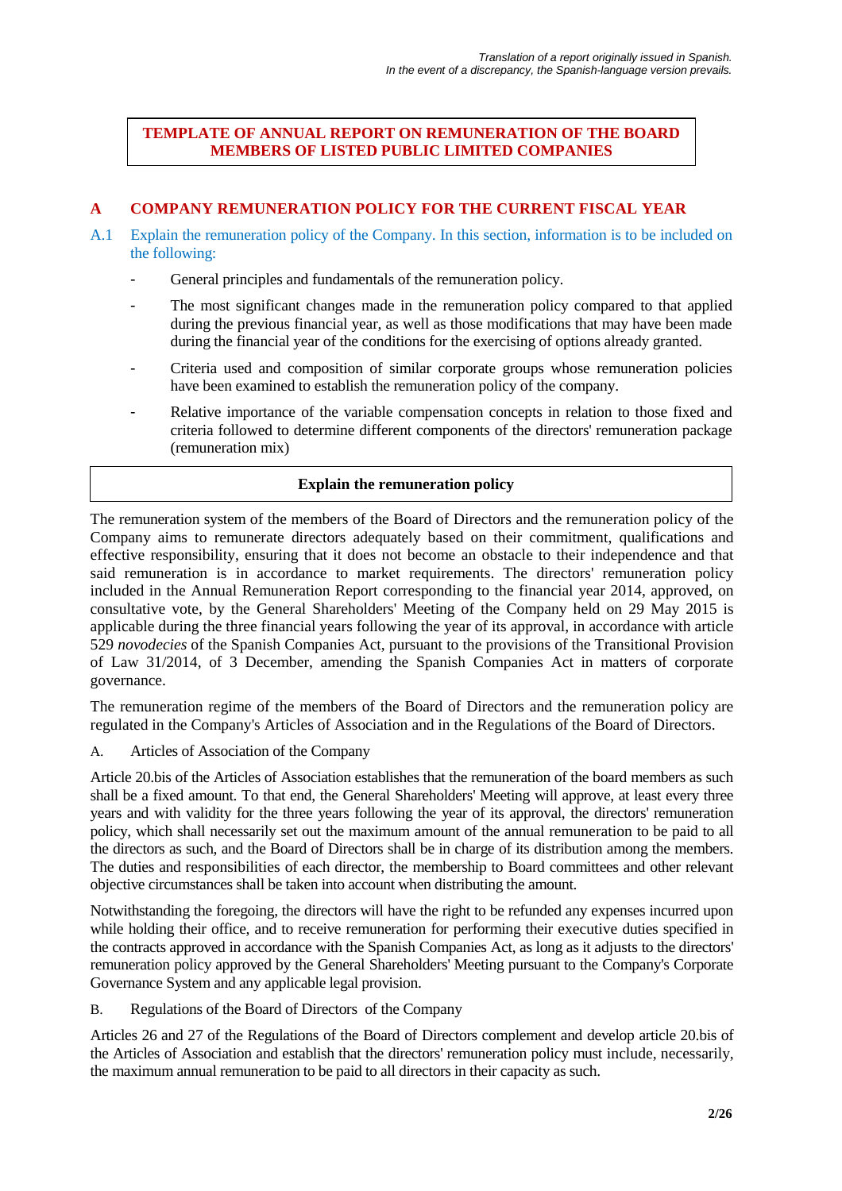*Translation of a report originally issued in Spanish.*
*In the event of a discrepancy, the Spanish-language version prevails.*

# TEMPLATE OF ANNUAL REPORT ON REMUNERATION OF THE BOARD MEMBERS OF LISTED PUBLIC LIMITED COMPANIES

## A COMPANY REMUNERATION POLICY FOR THE CURRENT FISCAL YEAR

A.1 Explain the remuneration policy of the Company. In this section, information is to be included on the following:

- General principles and fundamentals of the remuneration policy.
- The most significant changes made in the remuneration policy compared to that applied during the previous financial year, as well as those modifications that may have been made during the financial year of the conditions for the exercising of options already granted.
- Criteria used and composition of similar corporate groups whose remuneration policies have been examined to establish the remuneration policy of the company.
- Relative importance of the variable compensation concepts in relation to those fixed and criteria followed to determine different components of the directors' remuneration package (remuneration mix)

**Explain the remuneration policy**

The remuneration system of the members of the Board of Directors and the remuneration policy of the Company aims to remunerate directors adequately based on their commitment, qualifications and effective responsibility, ensuring that it does not become an obstacle to their independence and that said remuneration is in accordance to market requirements. The directors' remuneration policy included in the Annual Remuneration Report corresponding to the financial year 2014, approved, on consultative vote, by the General Shareholders' Meeting of the Company held on 29 May 2015 is applicable during the three financial years following the year of its approval, in accordance with article 529 *novodecies* of the Spanish Companies Act, pursuant to the provisions of the Transitional Provision of Law 31/2014, of 3 December, amending the Spanish Companies Act in matters of corporate governance.

The remuneration regime of the members of the Board of Directors and the remuneration policy are regulated in the Company's Articles of Association and in the Regulations of the Board of Directors.

A. Articles of Association of the Company

Article 20.bis of the Articles of Association establishes that the remuneration of the board members as such shall be a fixed amount. To that end, the General Shareholders' Meeting will approve, at least every three years and with validity for the three years following the year of its approval, the directors' remuneration policy, which shall necessarily set out the maximum amount of the annual remuneration to be paid to all the directors as such, and the Board of Directors shall be in charge of its distribution among the members. The duties and responsibilities of each director, the membership to Board committees and other relevant objective circumstances shall be taken into account when distributing the amount.

Notwithstanding the foregoing, the directors will have the right to be refunded any expenses incurred upon while holding their office, and to receive remuneration for performing their executive duties specified in the contracts approved in accordance with the Spanish Companies Act, as long as it adjusts to the directors' remuneration policy approved by the General Shareholders' Meeting pursuant to the Company's Corporate Governance System and any applicable legal provision.

B. Regulations of the Board of Directors of the Company

Articles 26 and 27 of the Regulations of the Board of Directors complement and develop article 20.bis of the Articles of Association and establish that the directors' remuneration policy must include, necessarily, the maximum annual remuneration to be paid to all directors in their capacity as such.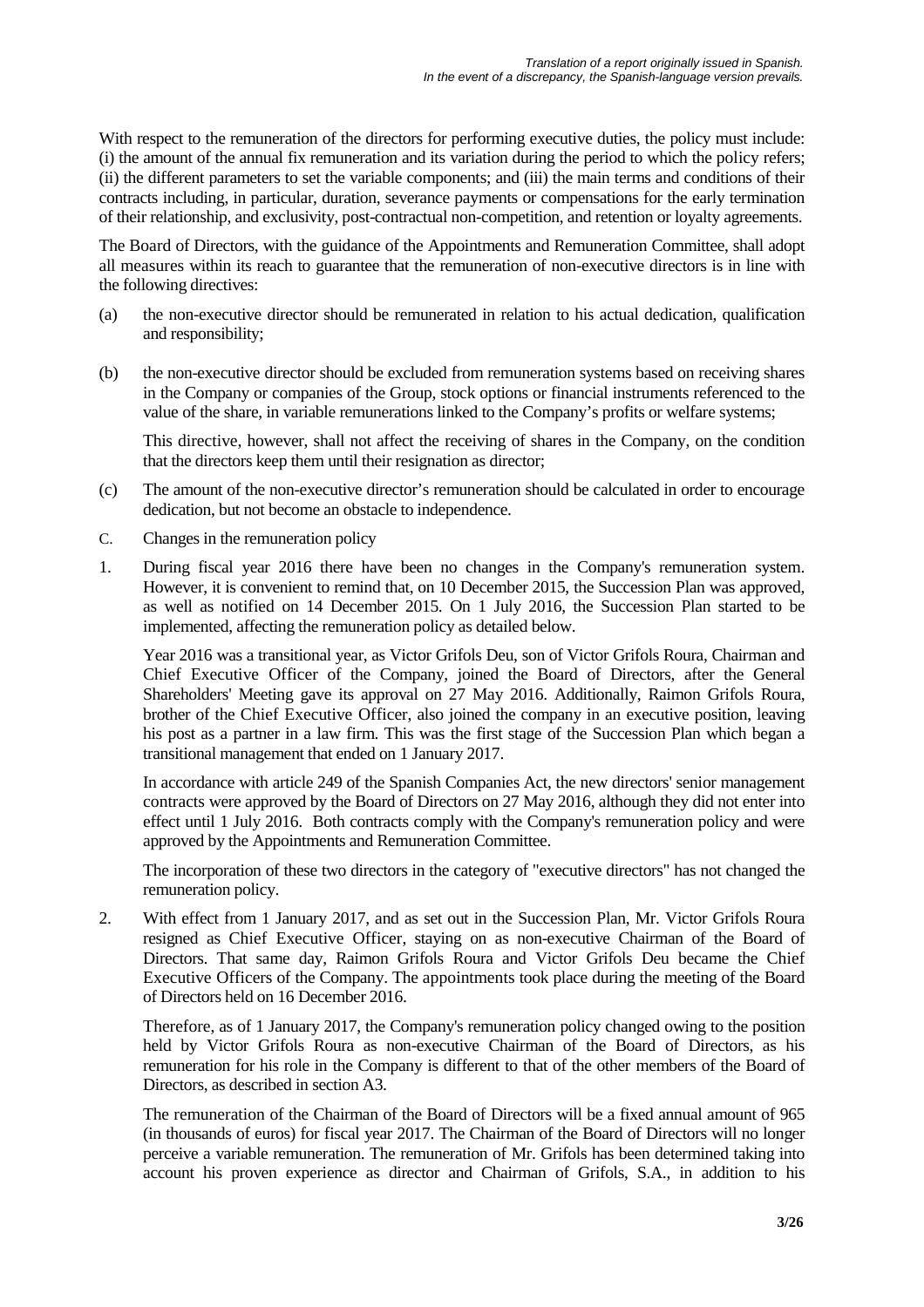With respect to the remuneration of the directors for performing executive duties, the policy must include: (i) the amount of the annual fix remuneration and its variation during the period to which the policy refers; (ii) the different parameters to set the variable components; and (iii) the main terms and conditions of their contracts including, in particular, duration, severance payments or compensations for the early termination of their relationship, and exclusivity, post-contractual non-competition, and retention or loyalty agreements.

The Board of Directors, with the guidance of the Appointments and Remuneration Committee, shall adopt all measures within its reach to guarantee that the remuneration of non-executive directors is in line with the following directives:

(a) the non-executive director should be remunerated in relation to his actual dedication, qualification and responsibility;

(b) the non-executive director should be excluded from remuneration systems based on receiving shares in the Company or companies of the Group, stock options or financial instruments referenced to the value of the share, in variable remunerations linked to the Company's profits or welfare systems;

This directive, however, shall not affect the receiving of shares in the Company, on the condition that the directors keep them until their resignation as director;

(c) The amount of the non-executive director's remuneration should be calculated in order to encourage dedication, but not become an obstacle to independence.

C. Changes in the remuneration policy

1. During fiscal year 2016 there have been no changes in the Company's remuneration system. However, it is convenient to remind that, on 10 December 2015, the Succession Plan was approved, as well as notified on 14 December 2015. On 1 July 2016, the Succession Plan started to be implemented, affecting the remuneration policy as detailed below.

Year 2016 was a transitional year, as Victor Grifols Deu, son of Victor Grifols Roura, Chairman and Chief Executive Officer of the Company, joined the Board of Directors, after the General Shareholders' Meeting gave its approval on 27 May 2016. Additionally, Raimon Grifols Roura, brother of the Chief Executive Officer, also joined the company in an executive position, leaving his post as a partner in a law firm. This was the first stage of the Succession Plan which began a transitional management that ended on 1 January 2017.

In accordance with article 249 of the Spanish Companies Act, the new directors' senior management contracts were approved by the Board of Directors on 27 May 2016, although they did not enter into effect until 1 July 2016. Both contracts comply with the Company's remuneration policy and were approved by the Appointments and Remuneration Committee.

The incorporation of these two directors in the category of "executive directors" has not changed the remuneration policy.

2. With effect from 1 January 2017, and as set out in the Succession Plan, Mr. Victor Grifols Roura resigned as Chief Executive Officer, staying on as non-executive Chairman of the Board of Directors. That same day, Raimon Grifols Roura and Victor Grifols Deu became the Chief Executive Officers of the Company. The appointments took place during the meeting of the Board of Directors held on 16 December 2016.

Therefore, as of 1 January 2017, the Company's remuneration policy changed owing to the position held by Victor Grifols Roura as non-executive Chairman of the Board of Directors, as his remuneration for his role in the Company is different to that of the other members of the Board of Directors, as described in section A3.

The remuneration of the Chairman of the Board of Directors will be a fixed annual amount of 965 (in thousands of euros) for fiscal year 2017. The Chairman of the Board of Directors will no longer perceive a variable remuneration. The remuneration of Mr. Grifols has been determined taking into account his proven experience as director and Chairman of Grifols, S.A., in addition to his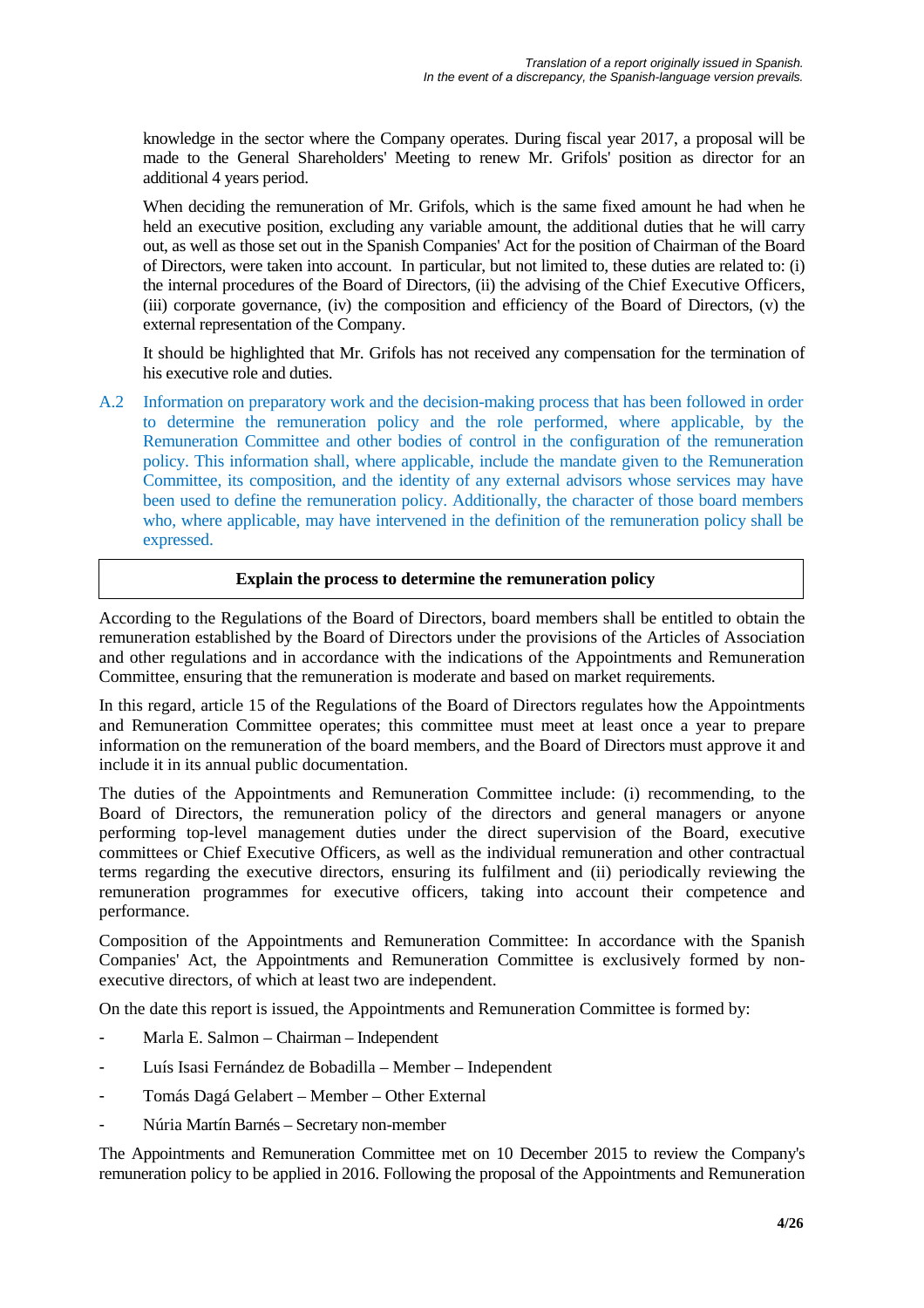knowledge in the sector where the Company operates. During fiscal year 2017, a proposal will be made to the General Shareholders' Meeting to renew Mr. Grifols' position as director for an additional 4 years period.

When deciding the remuneration of Mr. Grifols, which is the same fixed amount he had when he held an executive position, excluding any variable amount, the additional duties that he will carry out, as well as those set out in the Spanish Companies' Act for the position of Chairman of the Board of Directors, were taken into account. In particular, but not limited to, these duties are related to: (i) the internal procedures of the Board of Directors, (ii) the advising of the Chief Executive Officers, (iii) corporate governance, (iv) the composition and efficiency of the Board of Directors, (v) the external representation of the Company.

It should be highlighted that Mr. Grifols has not received any compensation for the termination of his executive role and duties.

A.2 Information on preparatory work and the decision-making process that has been followed in order to determine the remuneration policy and the role performed, where applicable, by the Remuneration Committee and other bodies of control in the configuration of the remuneration policy. This information shall, where applicable, include the mandate given to the Remuneration Committee, its composition, and the identity of any external advisors whose services may have been used to define the remuneration policy. Additionally, the character of those board members who, where applicable, may have intervened in the definition of the remuneration policy shall be expressed.

**Explain the process to determine the remuneration policy**

According to the Regulations of the Board of Directors, board members shall be entitled to obtain the remuneration established by the Board of Directors under the provisions of the Articles of Association and other regulations and in accordance with the indications of the Appointments and Remuneration Committee, ensuring that the remuneration is moderate and based on market requirements.

In this regard, article 15 of the Regulations of the Board of Directors regulates how the Appointments and Remuneration Committee operates; this committee must meet at least once a year to prepare information on the remuneration of the board members, and the Board of Directors must approve it and include it in its annual public documentation.

The duties of the Appointments and Remuneration Committee include: (i) recommending, to the Board of Directors, the remuneration policy of the directors and general managers or anyone performing top-level management duties under the direct supervision of the Board, executive committees or Chief Executive Officers, as well as the individual remuneration and other contractual terms regarding the executive directors, ensuring its fulfilment and (ii) periodically reviewing the remuneration programmes for executive officers, taking into account their competence and performance.

Composition of the Appointments and Remuneration Committee: In accordance with the Spanish Companies' Act, the Appointments and Remuneration Committee is exclusively formed by non-executive directors, of which at least two are independent.

On the date this report is issued, the Appointments and Remuneration Committee is formed by:

- Marla E. Salmon – Chairman – Independent
- Luís Isasi Fernández de Bobadilla – Member – Independent
- Tomás Dagá Gelabert – Member – Other External
- Núria Martín Barnés – Secretary non-member

The Appointments and Remuneration Committee met on 10 December 2015 to review the Company's remuneration policy to be applied in 2016. Following the proposal of the Appointments and Remuneration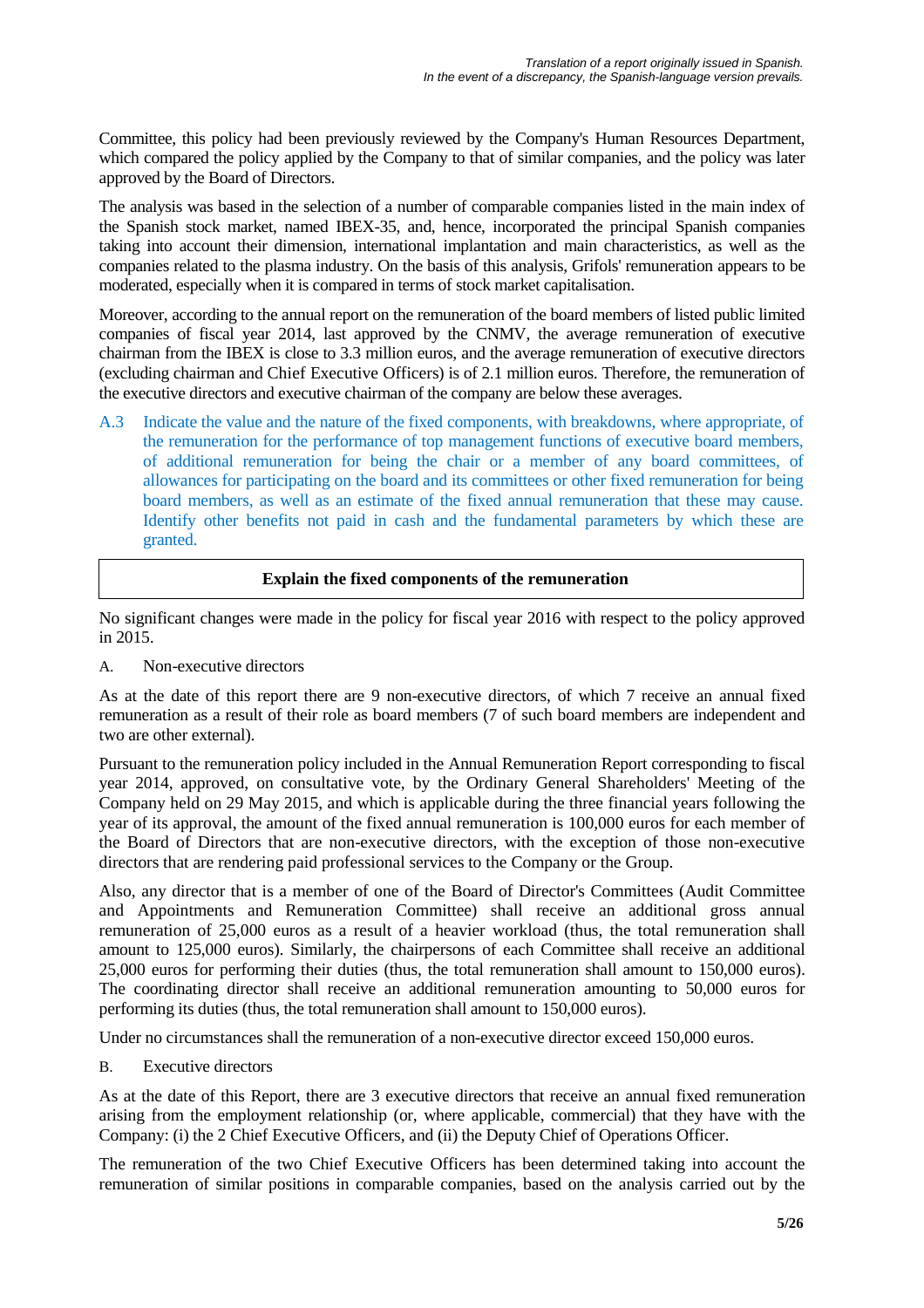Committee, this policy had been previously reviewed by the Company's Human Resources Department, which compared the policy applied by the Company to that of similar companies, and the policy was later approved by the Board of Directors.

The analysis was based in the selection of a number of comparable companies listed in the main index of the Spanish stock market, named IBEX-35, and, hence, incorporated the principal Spanish companies taking into account their dimension, international implantation and main characteristics, as well as the companies related to the plasma industry. On the basis of this analysis, Grifols' remuneration appears to be moderated, especially when it is compared in terms of stock market capitalisation.

Moreover, according to the annual report on the remuneration of the board members of listed public limited companies of fiscal year 2014, last approved by the CNMV, the average remuneration of executive chairman from the IBEX is close to 3.3 million euros, and the average remuneration of executive directors (excluding chairman and Chief Executive Officers) is of 2.1 million euros. Therefore, the remuneration of the executive directors and executive chairman of the company are below these averages.

A.3 Indicate the value and the nature of the fixed components, with breakdowns, where appropriate, of the remuneration for the performance of top management functions of executive board members, of additional remuneration for being the chair or a member of any board committees, of allowances for participating on the board and its committees or other fixed remuneration for being board members, as well as an estimate of the fixed annual remuneration that these may cause. Identify other benefits not paid in cash and the fundamental parameters by which these are granted.

| **Explain the fixed components of the remuneration** |
| --- |

No significant changes were made in the policy for fiscal year 2016 with respect to the policy approved in 2015.

A. Non-executive directors

As at the date of this report there are 9 non-executive directors, of which 7 receive an annual fixed remuneration as a result of their role as board members (7 of such board members are independent and two are other external).

Pursuant to the remuneration policy included in the Annual Remuneration Report corresponding to fiscal year 2014, approved, on consultative vote, by the Ordinary General Shareholders' Meeting of the Company held on 29 May 2015, and which is applicable during the three financial years following the year of its approval, the amount of the fixed annual remuneration is 100,000 euros for each member of the Board of Directors that are non-executive directors, with the exception of those non-executive directors that are rendering paid professional services to the Company or the Group.

Also, any director that is a member of one of the Board of Director's Committees (Audit Committee and Appointments and Remuneration Committee) shall receive an additional gross annual remuneration of 25,000 euros as a result of a heavier workload (thus, the total remuneration shall amount to 125,000 euros). Similarly, the chairpersons of each Committee shall receive an additional 25,000 euros for performing their duties (thus, the total remuneration shall amount to 150,000 euros). The coordinating director shall receive an additional remuneration amounting to 50,000 euros for performing its duties (thus, the total remuneration shall amount to 150,000 euros).

Under no circumstances shall the remuneration of a non-executive director exceed 150,000 euros.

B. Executive directors

As at the date of this Report, there are 3 executive directors that receive an annual fixed remuneration arising from the employment relationship (or, where applicable, commercial) that they have with the Company: (i) the 2 Chief Executive Officers, and (ii) the Deputy Chief of Operations Officer.

The remuneration of the two Chief Executive Officers has been determined taking into account the remuneration of similar positions in comparable companies, based on the analysis carried out by the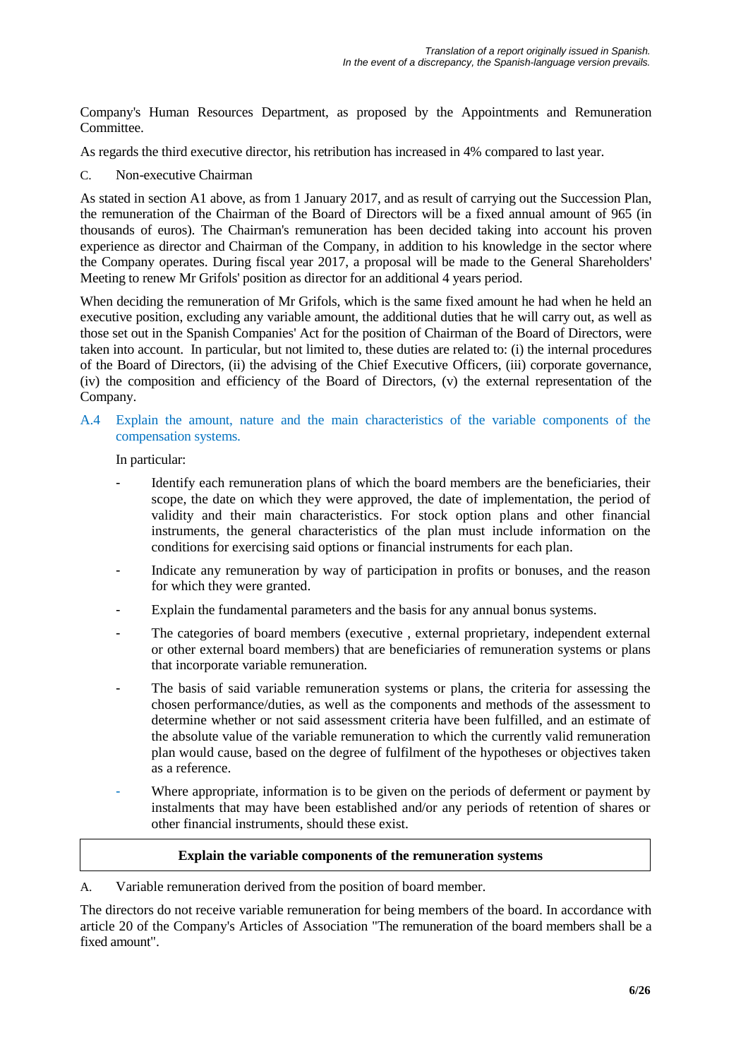Company's Human Resources Department, as proposed by the Appointments and Remuneration Committee.

As regards the third executive director, his retribution has increased in 4% compared to last year.

C. Non-executive Chairman

As stated in section A1 above, as from 1 January 2017, and as result of carrying out the Succession Plan, the remuneration of the Chairman of the Board of Directors will be a fixed annual amount of 965 (in thousands of euros). The Chairman's remuneration has been decided taking into account his proven experience as director and Chairman of the Company, in addition to his knowledge in the sector where the Company operates. During fiscal year 2017, a proposal will be made to the General Shareholders' Meeting to renew Mr Grifols' position as director for an additional 4 years period.

When deciding the remuneration of Mr Grifols, which is the same fixed amount he had when he held an executive position, excluding any variable amount, the additional duties that he will carry out, as well as those set out in the Spanish Companies' Act for the position of Chairman of the Board of Directors, were taken into account. In particular, but not limited to, these duties are related to: (i) the internal procedures of the Board of Directors, (ii) the advising of the Chief Executive Officers, (iii) corporate governance, (iv) the composition and efficiency of the Board of Directors, (v) the external representation of the Company.

## A.4 Explain the amount, nature and the main characteristics of the variable components of the compensation systems.

In particular:

- Identify each remuneration plans of which the board members are the beneficiaries, their scope, the date on which they were approved, the date of implementation, the period of validity and their main characteristics. For stock option plans and other financial instruments, the general characteristics of the plan must include information on the conditions for exercising said options or financial instruments for each plan.
- Indicate any remuneration by way of participation in profits or bonuses, and the reason for which they were granted.
- Explain the fundamental parameters and the basis for any annual bonus systems.
- The categories of board members (executive , external proprietary, independent external or other external board members) that are beneficiaries of remuneration systems or plans that incorporate variable remuneration.
- The basis of said variable remuneration systems or plans, the criteria for assessing the chosen performance/duties, as well as the components and methods of the assessment to determine whether or not said assessment criteria have been fulfilled, and an estimate of the absolute value of the variable remuneration to which the currently valid remuneration plan would cause, based on the degree of fulfilment of the hypotheses or objectives taken as a reference.
- Where appropriate, information is to be given on the periods of deferment or payment by instalments that may have been established and/or any periods of retention of shares or other financial instruments, should these exist.

| **Explain the variable components of the remuneration systems** |
|---|

A. Variable remuneration derived from the position of board member.

The directors do not receive variable remuneration for being members of the board. In accordance with article 20 of the Company's Articles of Association "The remuneration of the board members shall be a fixed amount".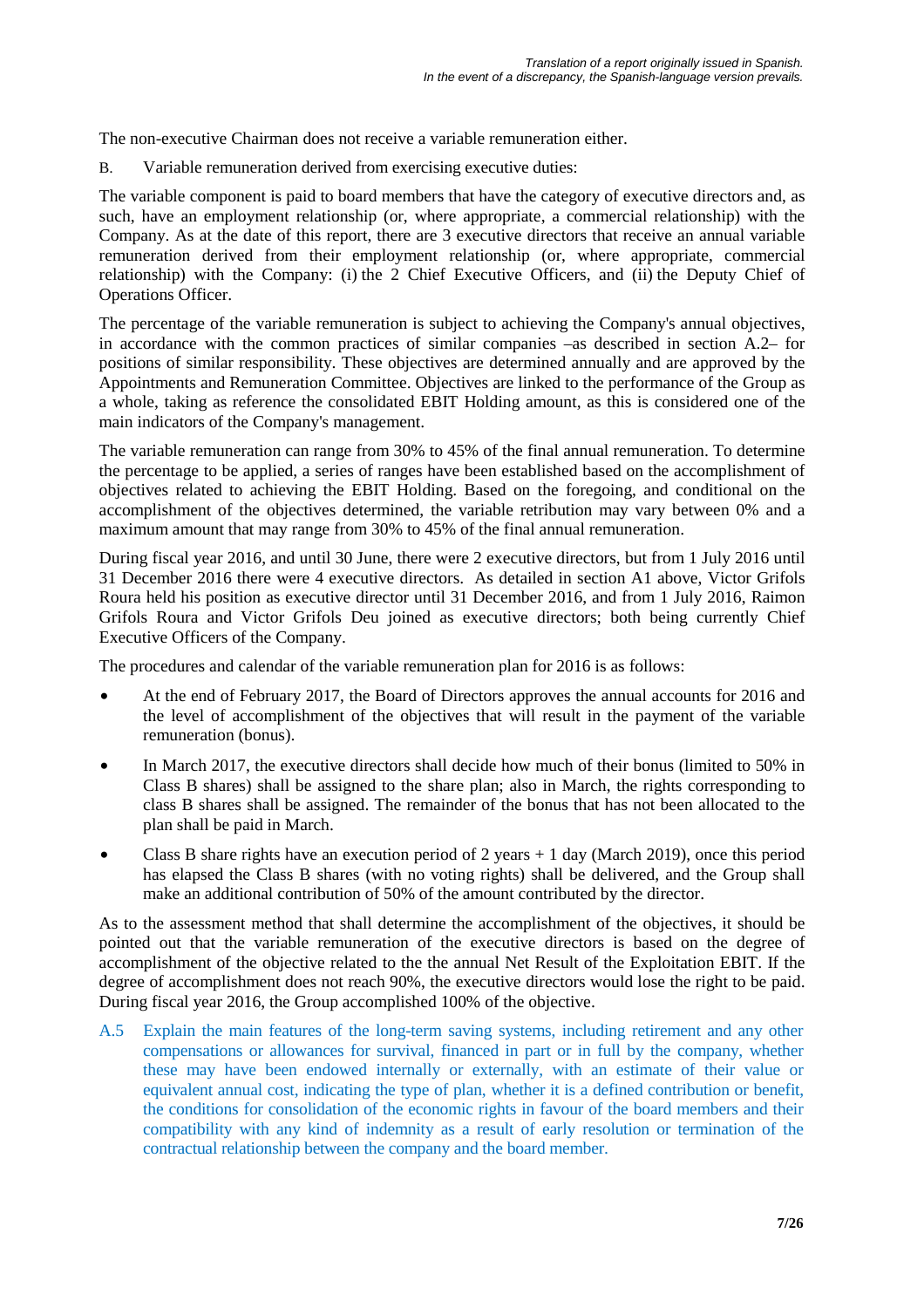The non-executive Chairman does not receive a variable remuneration either.

B. Variable remuneration derived from exercising executive duties:

The variable component is paid to board members that have the category of executive directors and, as such, have an employment relationship (or, where appropriate, a commercial relationship) with the Company. As at the date of this report, there are 3 executive directors that receive an annual variable remuneration derived from their employment relationship (or, where appropriate, commercial relationship) with the Company: (i) the 2 Chief Executive Officers, and (ii) the Deputy Chief of Operations Officer.

The percentage of the variable remuneration is subject to achieving the Company's annual objectives, in accordance with the common practices of similar companies –as described in section A.2– for positions of similar responsibility. These objectives are determined annually and are approved by the Appointments and Remuneration Committee. Objectives are linked to the performance of the Group as a whole, taking as reference the consolidated EBIT Holding amount, as this is considered one of the main indicators of the Company's management.

The variable remuneration can range from 30% to 45% of the final annual remuneration. To determine the percentage to be applied, a series of ranges have been established based on the accomplishment of objectives related to achieving the EBIT Holding. Based on the foregoing, and conditional on the accomplishment of the objectives determined, the variable retribution may vary between 0% and a maximum amount that may range from 30% to 45% of the final annual remuneration.

During fiscal year 2016, and until 30 June, there were 2 executive directors, but from 1 July 2016 until 31 December 2016 there were 4 executive directors. As detailed in section A1 above, Victor Grifols Roura held his position as executive director until 31 December 2016, and from 1 July 2016, Raimon Grifols Roura and Victor Grifols Deu joined as executive directors; both being currently Chief Executive Officers of the Company.

The procedures and calendar of the variable remuneration plan for 2016 is as follows:

- At the end of February 2017, the Board of Directors approves the annual accounts for 2016 and the level of accomplishment of the objectives that will result in the payment of the variable remuneration (bonus).
- In March 2017, the executive directors shall decide how much of their bonus (limited to 50% in Class B shares) shall be assigned to the share plan; also in March, the rights corresponding to class B shares shall be assigned. The remainder of the bonus that has not been allocated to the plan shall be paid in March.
- Class B share rights have an execution period of 2 years + 1 day (March 2019), once this period has elapsed the Class B shares (with no voting rights) shall be delivered, and the Group shall make an additional contribution of 50% of the amount contributed by the director.

As to the assessment method that shall determine the accomplishment of the objectives, it should be pointed out that the variable remuneration of the executive directors is based on the degree of accomplishment of the objective related to the the annual Net Result of the Exploitation EBIT. If the degree of accomplishment does not reach 90%, the executive directors would lose the right to be paid. During fiscal year 2016, the Group accomplished 100% of the objective.

A.5 Explain the main features of the long-term saving systems, including retirement and any other compensations or allowances for survival, financed in part or in full by the company, whether these may have been endowed internally or externally, with an estimate of their value or equivalent annual cost, indicating the type of plan, whether it is a defined contribution or benefit, the conditions for consolidation of the economic rights in favour of the board members and their compatibility with any kind of indemnity as a result of early resolution or termination of the contractual relationship between the company and the board member.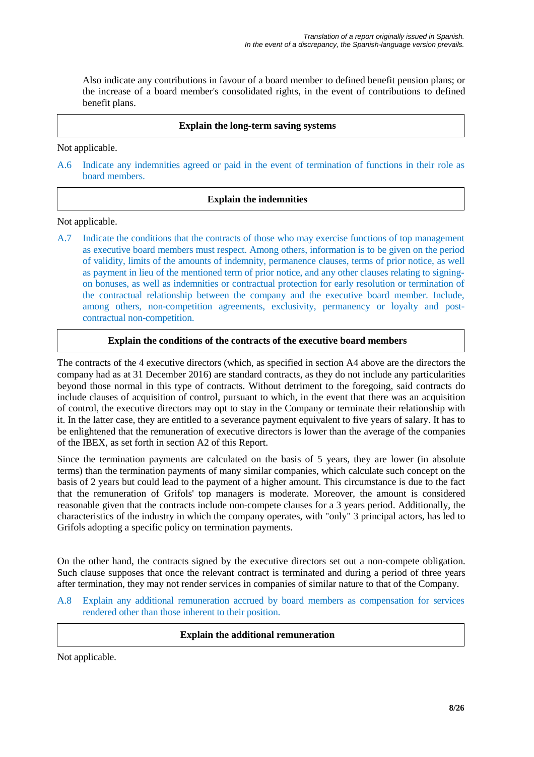Also indicate any contributions in favour of a board member to defined benefit pension plans; or the increase of a board member's consolidated rights, in the event of contributions to defined benefit plans.

| **Explain the long-term saving systems** |
|---|

Not applicable.

A.6 Indicate any indemnities agreed or paid in the event of termination of functions in their role as board members.

| **Explain the indemnities** |
|---|

Not applicable.

A.7 Indicate the conditions that the contracts of those who may exercise functions of top management as executive board members must respect. Among others, information is to be given on the period of validity, limits of the amounts of indemnity, permanence clauses, terms of prior notice, as well as payment in lieu of the mentioned term of prior notice, and any other clauses relating to signing-on bonuses, as well as indemnities or contractual protection for early resolution or termination of the contractual relationship between the company and the executive board member. Include, among others, non-competition agreements, exclusivity, permanency or loyalty and post-contractual non-competition.

| **Explain the conditions of the contracts of the executive board members** |
|---|

The contracts of the 4 executive directors (which, as specified in section A4 above are the directors the company had as at 31 December 2016) are standard contracts, as they do not include any particularities beyond those normal in this type of contracts. Without detriment to the foregoing, said contracts do include clauses of acquisition of control, pursuant to which, in the event that there was an acquisition of control, the executive directors may opt to stay in the Company or terminate their relationship with it. In the latter case, they are entitled to a severance payment equivalent to five years of salary. It has to be enlightened that the remuneration of executive directors is lower than the average of the companies of the IBEX, as set forth in section A2 of this Report.

Since the termination payments are calculated on the basis of 5 years, they are lower (in absolute terms) than the termination payments of many similar companies, which calculate such concept on the basis of 2 years but could lead to the payment of a higher amount. This circumstance is due to the fact that the remuneration of Grifols' top managers is moderate. Moreover, the amount is considered reasonable given that the contracts include non-compete clauses for a 3 years period. Additionally, the characteristics of the industry in which the company operates, with "only" 3 principal actors, has led to Grifols adopting a specific policy on termination payments.

On the other hand, the contracts signed by the executive directors set out a non-compete obligation. Such clause supposes that once the relevant contract is terminated and during a period of three years after termination, they may not render services in companies of similar nature to that of the Company.

A.8 Explain any additional remuneration accrued by board members as compensation for services rendered other than those inherent to their position.

| **Explain the additional remuneration** |
|---|

Not applicable.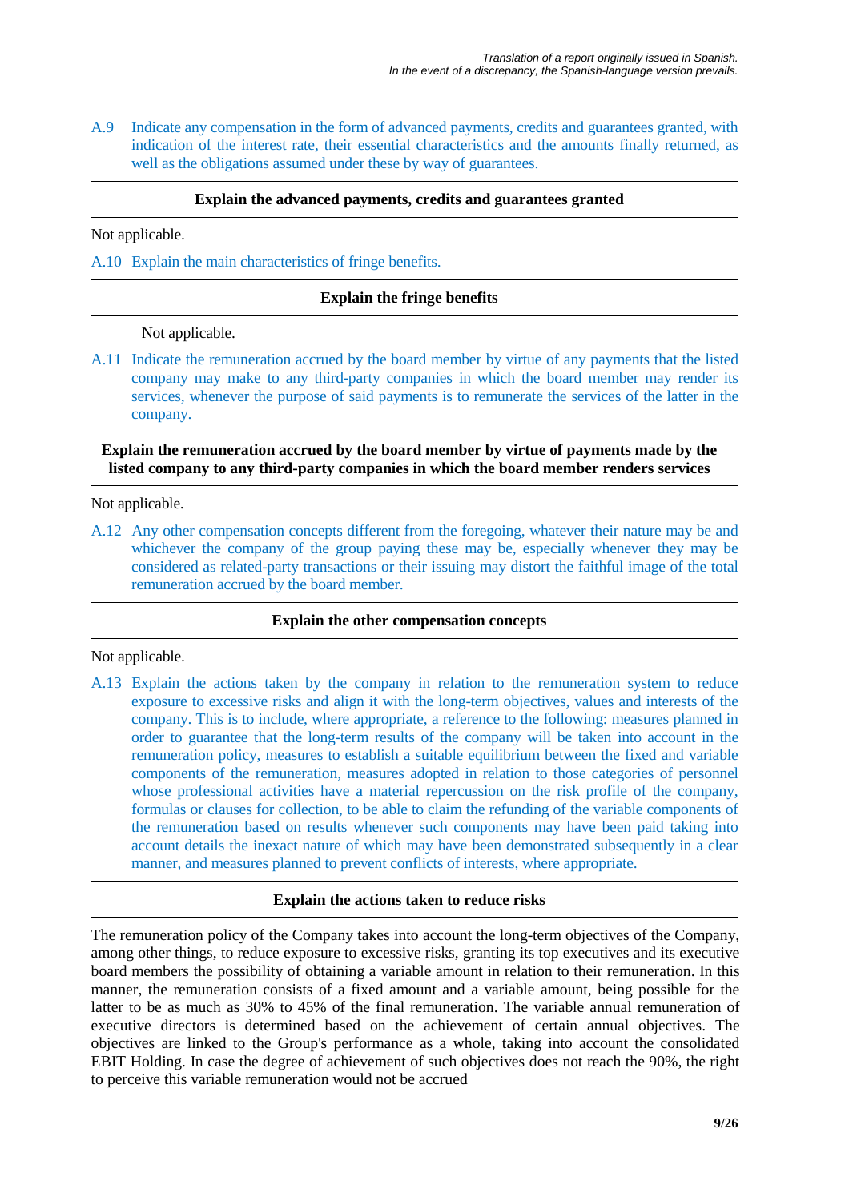A.9 Indicate any compensation in the form of advanced payments, credits and guarantees granted, with indication of the interest rate, their essential characteristics and the amounts finally returned, as well as the obligations assumed under these by way of guarantees.

| **Explain the advanced payments, credits and guarantees granted** |
|---|

Not applicable.

A.10 Explain the main characteristics of fringe benefits.

| **Explain the fringe benefits** |
|---|

Not applicable.

A.11 Indicate the remuneration accrued by the board member by virtue of any payments that the listed company may make to any third-party companies in which the board member may render its services, whenever the purpose of said payments is to remunerate the services of the latter in the company.

| **Explain the remuneration accrued by the board member by virtue of payments made by the listed company to any third-party companies in which the board member renders services** |
|---|

Not applicable.

A.12 Any other compensation concepts different from the foregoing, whatever their nature may be and whichever the company of the group paying these may be, especially whenever they may be considered as related-party transactions or their issuing may distort the faithful image of the total remuneration accrued by the board member.

| **Explain the other compensation concepts** |
|---|

Not applicable.

A.13 Explain the actions taken by the company in relation to the remuneration system to reduce exposure to excessive risks and align it with the long-term objectives, values and interests of the company. This is to include, where appropriate, a reference to the following: measures planned in order to guarantee that the long-term results of the company will be taken into account in the remuneration policy, measures to establish a suitable equilibrium between the fixed and variable components of the remuneration, measures adopted in relation to those categories of personnel whose professional activities have a material repercussion on the risk profile of the company, formulas or clauses for collection, to be able to claim the refunding of the variable components of the remuneration based on results whenever such components may have been paid taking into account details the inexact nature of which may have been demonstrated subsequently in a clear manner, and measures planned to prevent conflicts of interests, where appropriate.

| **Explain the actions taken to reduce risks** |
|---|

The remuneration policy of the Company takes into account the long-term objectives of the Company, among other things, to reduce exposure to excessive risks, granting its top executives and its executive board members the possibility of obtaining a variable amount in relation to their remuneration. In this manner, the remuneration consists of a fixed amount and a variable amount, being possible for the latter to be as much as 30% to 45% of the final remuneration. The variable annual remuneration of executive directors is determined based on the achievement of certain annual objectives. The objectives are linked to the Group's performance as a whole, taking into account the consolidated EBIT Holding. In case the degree of achievement of such objectives does not reach the 90%, the right to perceive this variable remuneration would not be accrued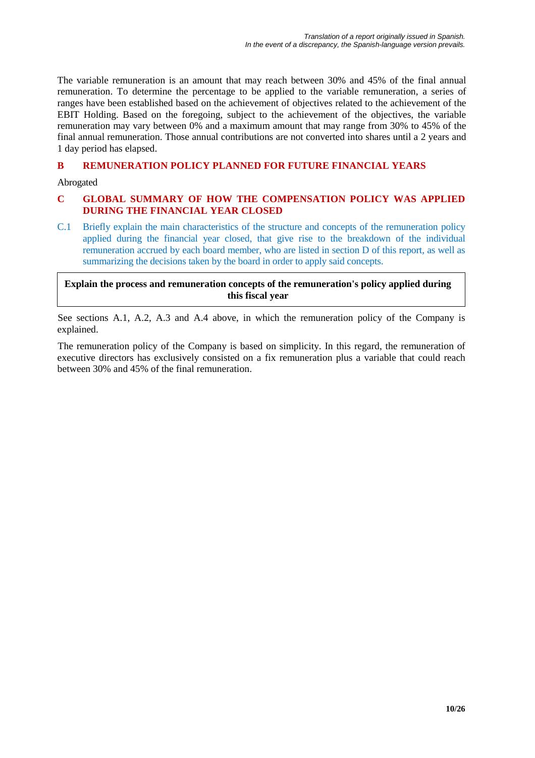The variable remuneration is an amount that may reach between 30% and 45% of the final annual remuneration. To determine the percentage to be applied to the variable remuneration, a series of ranges have been established based on the achievement of objectives related to the achievement of the EBIT Holding. Based on the foregoing, subject to the achievement of the objectives, the variable remuneration may vary between 0% and a maximum amount that may range from 30% to 45% of the final annual remuneration. Those annual contributions are not converted into shares until a 2 years and 1 day period has elapsed.

## B REMUNERATION POLICY PLANNED FOR FUTURE FINANCIAL YEARS

Abrogated

## C GLOBAL SUMMARY OF HOW THE COMPENSATION POLICY WAS APPLIED DURING THE FINANCIAL YEAR CLOSED

C.1 Briefly explain the main characteristics of the structure and concepts of the remuneration policy applied during the financial year closed, that give rise to the breakdown of the individual remuneration accrued by each board member, who are listed in section D of this report, as well as summarizing the decisions taken by the board in order to apply said concepts.

| **Explain the process and remuneration concepts of the remuneration's policy applied during this fiscal year** |
|---|

See sections A.1, A.2, A.3 and A.4 above, in which the remuneration policy of the Company is explained.

The remuneration policy of the Company is based on simplicity. In this regard, the remuneration of executive directors has exclusively consisted on a fix remuneration plus a variable that could reach between 30% and 45% of the final remuneration.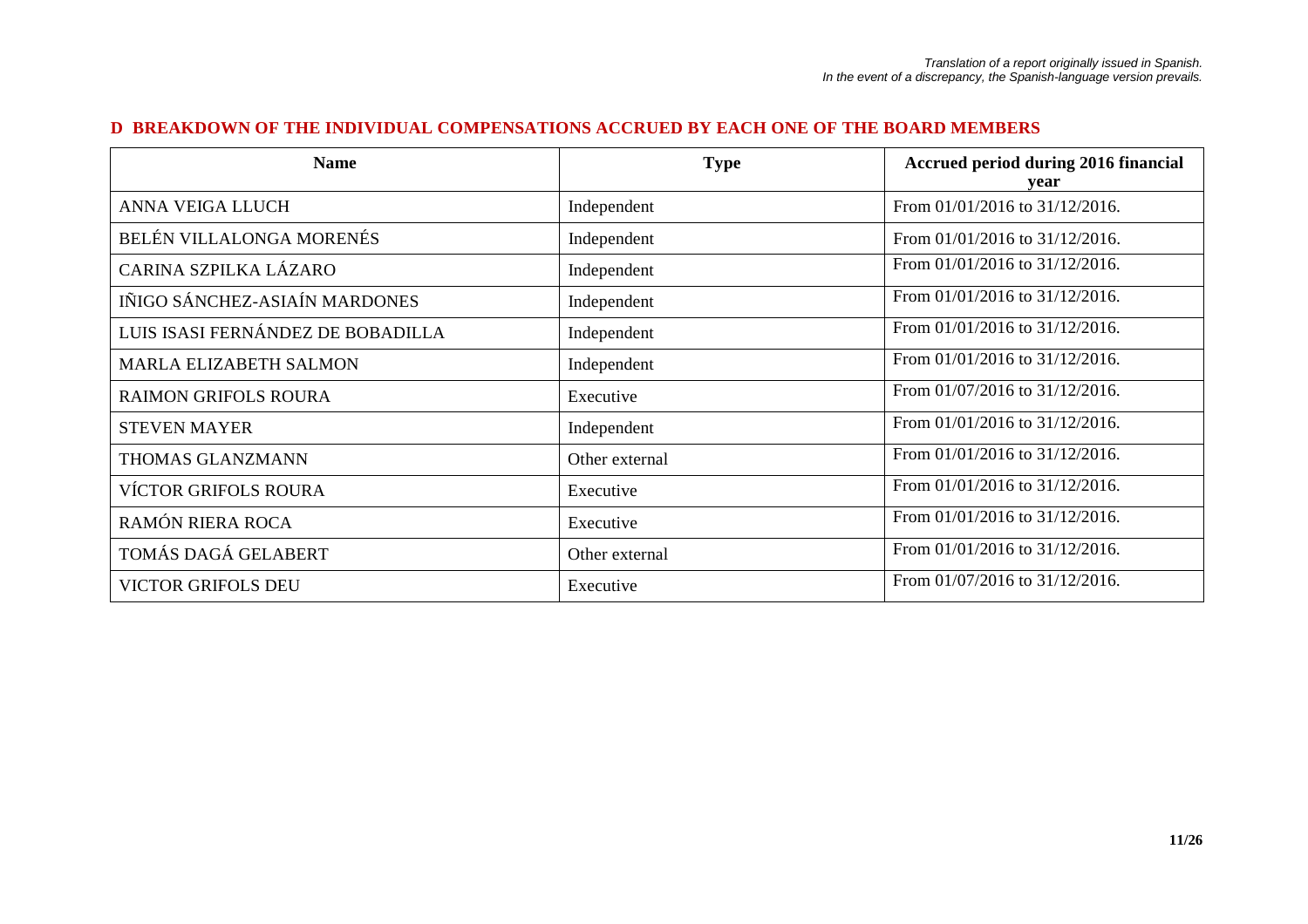*Translation of a report originally issued in Spanish.*
*In the event of a discrepancy, the Spanish-language version prevails.*

## D BREAKDOWN OF THE INDIVIDUAL COMPENSATIONS ACCRUED BY EACH ONE OF THE BOARD MEMBERS

| Name | Type | Accrued period during 2016 financial year |
|---|---|---|
| ANNA VEIGA LLUCH | Independent | From 01/01/2016 to 31/12/2016. |
| BELÉN VILLALONGA MORENÉS | Independent | From 01/01/2016 to 31/12/2016. |
| CARINA SZPILKA LÁZARO | Independent | From 01/01/2016 to 31/12/2016. |
| IÑIGO SÁNCHEZ-ASIAÍN MARDONES | Independent | From 01/01/2016 to 31/12/2016. |
| LUIS ISASI FERNÁNDEZ DE BOBADILLA | Independent | From 01/01/2016 to 31/12/2016. |
| MARLA ELIZABETH SALMON | Independent | From 01/01/2016 to 31/12/2016. |
| RAIMON GRIFOLS ROURA | Executive | From 01/07/2016 to 31/12/2016. |
| STEVEN MAYER | Independent | From 01/01/2016 to 31/12/2016. |
| THOMAS GLANZMANN | Other external | From 01/01/2016 to 31/12/2016. |
| VÍCTOR GRIFOLS ROURA | Executive | From 01/01/2016 to 31/12/2016. |
| RAMÓN RIERA ROCA | Executive | From 01/01/2016 to 31/12/2016. |
| TOMÁS DAGÁ GELABERT | Other external | From 01/01/2016 to 31/12/2016. |
| VICTOR GRIFOLS DEU | Executive | From 01/07/2016 to 31/12/2016. |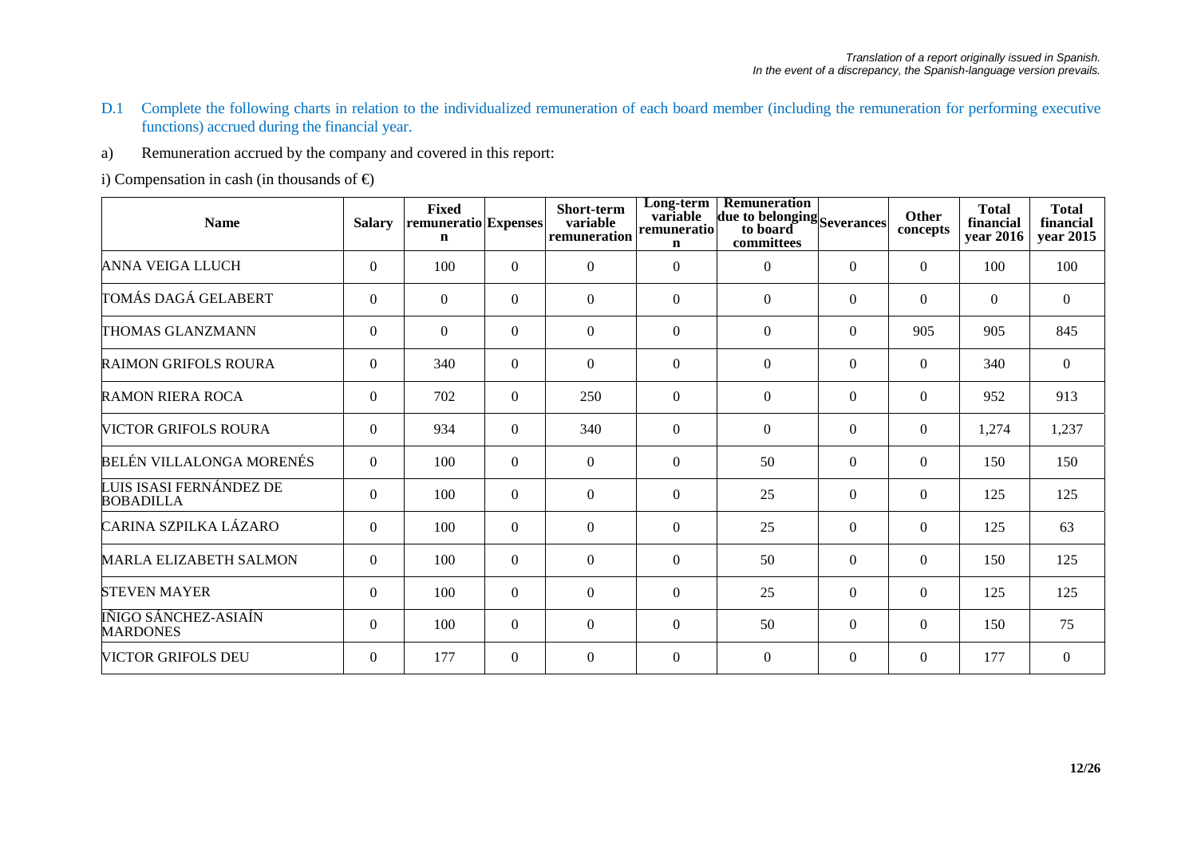*Translation of a report originally issued in Spanish.*
*In the event of a discrepancy, the Spanish-language version prevails.*

D.1 Complete the following charts in relation to the individualized remuneration of each board member (including the remuneration for performing executive functions) accrued during the financial year.

a) Remuneration accrued by the company and covered in this report:

i) Compensation in cash (in thousands of €)

| Name | Salary | Fixed remuneration | Expenses | Short-term variable remuneration | Long-term variable remuneration | Remuneration due to belonging to board committees | Severances | Other concepts | Total financial year 2016 | Total financial year 2015 |
|---|---|---|---|---|---|---|---|---|---|---|
| ANNA VEIGA LLUCH | 0 | 100 | 0 | 0 | 0 | 0 | 0 | 0 | 100 | 100 |
| TOMÁS DAGÁ GELABERT | 0 | 0 | 0 | 0 | 0 | 0 | 0 | 0 | 0 | 0 |
| THOMAS GLANZMANN | 0 | 0 | 0 | 0 | 0 | 0 | 0 | 905 | 905 | 845 |
| RAIMON GRIFOLS ROURA | 0 | 340 | 0 | 0 | 0 | 0 | 0 | 0 | 340 | 0 |
| RAMON RIERA ROCA | 0 | 702 | 0 | 250 | 0 | 0 | 0 | 0 | 952 | 913 |
| VICTOR GRIFOLS ROURA | 0 | 934 | 0 | 340 | 0 | 0 | 0 | 0 | 1,274 | 1,237 |
| BELÉN VILLALONGA MORENÉS | 0 | 100 | 0 | 0 | 0 | 50 | 0 | 0 | 150 | 150 |
| LUIS ISASI FERNÁNDEZ DE BOBADILLA | 0 | 100 | 0 | 0 | 0 | 25 | 0 | 0 | 125 | 125 |
| CARINA SZPILKA LÁZARO | 0 | 100 | 0 | 0 | 0 | 25 | 0 | 0 | 125 | 63 |
| MARLA ELIZABETH SALMON | 0 | 100 | 0 | 0 | 0 | 50 | 0 | 0 | 150 | 125 |
| STEVEN MAYER | 0 | 100 | 0 | 0 | 0 | 25 | 0 | 0 | 125 | 125 |
| ÍÑIGO SÁNCHEZ-ASIAÍN MARDONES | 0 | 100 | 0 | 0 | 0 | 50 | 0 | 0 | 150 | 75 |
| VICTOR GRIFOLS DEU | 0 | 177 | 0 | 0 | 0 | 0 | 0 | 0 | 177 | 0 |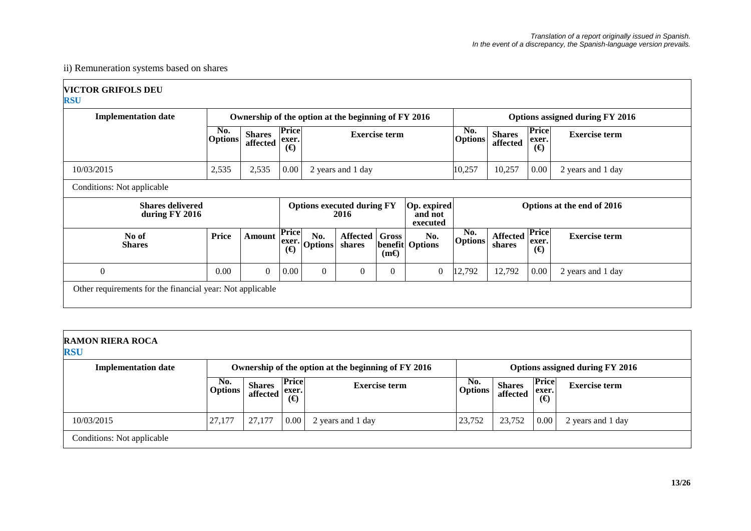*Translation of a report originally issued in Spanish.*
*In the event of a discrepancy, the Spanish-language version prevails.*

ii) Remuneration systems based on shares

**VICTOR GRIFOLS DEU**
**RSU**

| Implementation date | Ownership of the option at the beginning of FY 2016 | | | | Options assigned during FY 2016 | | | |
|---|---|---|---|---|---|---|---|---|
| | No. Options | Shares affected | Price exer. (€) | Exercise term | No. Options | Shares affected | Price exer. (€) | Exercise term |
| 10/03/2015 | 2,535 | 2,535 | 0.00 | 2 years and 1 day | 10,257 | 10,257 | 0.00 | 2 years and 1 day |

Conditions: Not applicable

| Shares delivered during FY 2016 | | | Options executed during FY 2016 | | | | Op. expired and not executed | Options at the end of 2016 | | | |
|---|---|---|---|---|---|---|---|---|---|---|---|
| No of Shares | Price | Amount | Price exer. (€) | No. Options | Affected shares | Gross benefit (m€) | No. Options | No. Options | Affected shares | Price exer. (€) | Exercise term |
| 0 | 0.00 | 0 | 0.00 | 0 | 0 | 0 | 0 | 12,792 | 12,792 | 0.00 | 2 years and 1 day |

Other requirements for the financial year: Not applicable

**RAMON RIERA ROCA**
**RSU**

| Implementation date | Ownership of the option at the beginning of FY 2016 | | | | Options assigned during FY 2016 | | | |
|---|---|---|---|---|---|---|---|---|
| | No. Options | Shares affected | Price exer. (€) | Exercise term | No. Options | Shares affected | Price exer. (€) | Exercise term |
| 10/03/2015 | 27,177 | 27,177 | 0.00 | 2 years and 1 day | 23,752 | 23,752 | 0.00 | 2 years and 1 day |

Conditions: Not applicable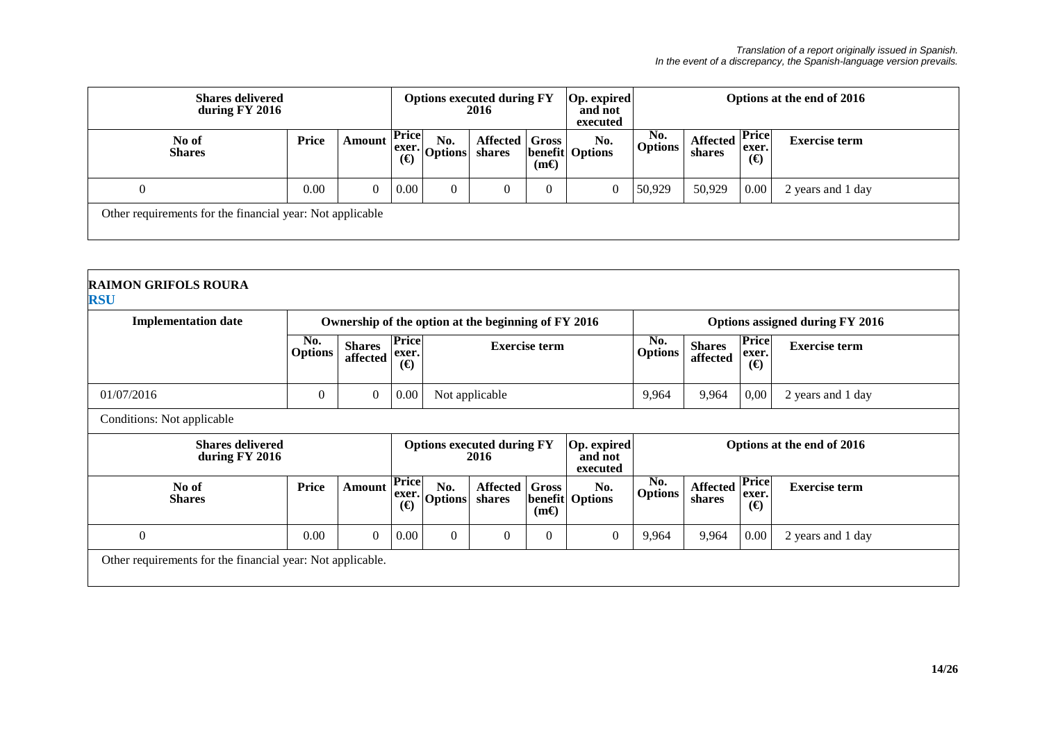*Translation of a report originally issued in Spanish.*
*In the event of a discrepancy, the Spanish-language version prevails.*

| Shares delivered during FY 2016 | | | Options executed during FY 2016 | | | | Op. expired and not executed | Options at the end of 2016 | | | |
|---|---|---|---|---|---|---|---|---|---|---|---|
| No of Shares | Price | Amount | Price exer. (€) | No. Options | Affected shares | Gross benefit (m€) | No. Options | No. Options | Affected shares | Price exer. (€) | Exercise term |
| 0 | 0.00 | 0 | 0.00 | 0 | 0 | 0 | 0 | 50,929 | 50,929 | 0.00 | 2 years and 1 day |

Other requirements for the financial year: Not applicable

**RAIMON GRIFOLS ROURA**
**RSU**

| Implementation date | Ownership of the option at the beginning of FY 2016 | | | | Options assigned during FY 2016 | | | |
|---|---|---|---|---|---|---|---|---|
| | No. Options | Shares affected | Price exer. (€) | Exercise term | No. Options | Shares affected | Price exer. (€) | Exercise term |
| 01/07/2016 | 0 | 0 | 0.00 | Not applicable | 9,964 | 9,964 | 0,00 | 2 years and 1 day |

Conditions: Not applicable

| Shares delivered during FY 2016 | | | Options executed during FY 2016 | | | | Op. expired and not executed | Options at the end of 2016 | | | |
|---|---|---|---|---|---|---|---|---|---|---|---|
| No of Shares | Price | Amount | Price exer. (€) | No. Options | Affected shares | Gross benefit (m€) | No. Options | No. Options | Affected shares | Price exer. (€) | Exercise term |
| 0 | 0.00 | 0 | 0.00 | 0 | 0 | 0 | 0 | 9,964 | 9,964 | 0.00 | 2 years and 1 day |

Other requirements for the financial year: Not applicable.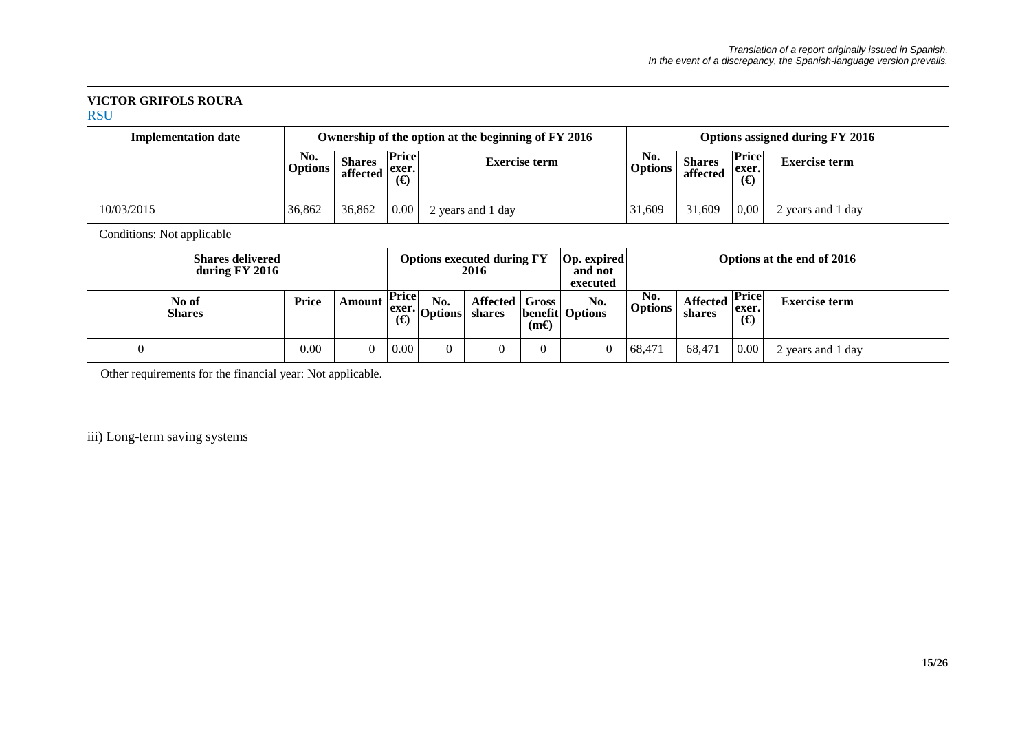*Translation of a report originally issued in Spanish.*
*In the event of a discrepancy, the Spanish-language version prevails.*

**VICTOR GRIFOLS ROURA**

RSU

| **Implementation date** | **Ownership of the option at the beginning of FY 2016** | | | | **Options assigned during FY 2016** | | | |
|---|---|---|---|---|---|---|---|---|
| | **No. Options** | **Shares affected** | **Price exer. (€)** | **Exercise term** | **No. Options** | **Shares affected** | **Price exer. (€)** | **Exercise term** |
| 10/03/2015 | 36,862 | 36,862 | 0.00 | 2 years and 1 day | 31,609 | 31,609 | 0,00 | 2 years and 1 day |

Conditions: Not applicable

| **Shares delivered during FY 2016** | | | **Options executed during FY 2016** | | | | **Op. expired and not executed** | **Options at the end of 2016** | | | |
|---|---|---|---|---|---|---|---|---|---|---|---|
| **No of Shares** | **Price** | **Amount** | **Price exer. (€)** | **No. Options** | **Affected shares** | **Gross benefit (m€)** | **No. Options** | **No. Options** | **Affected shares** | **Price exer. (€)** | **Exercise term** |
| 0 | 0.00 | 0 | 0.00 | 0 | 0 | 0 | 0 | 68,471 | 68,471 | 0.00 | 2 years and 1 day |

Other requirements for the financial year: Not applicable.

iii) Long-term saving systems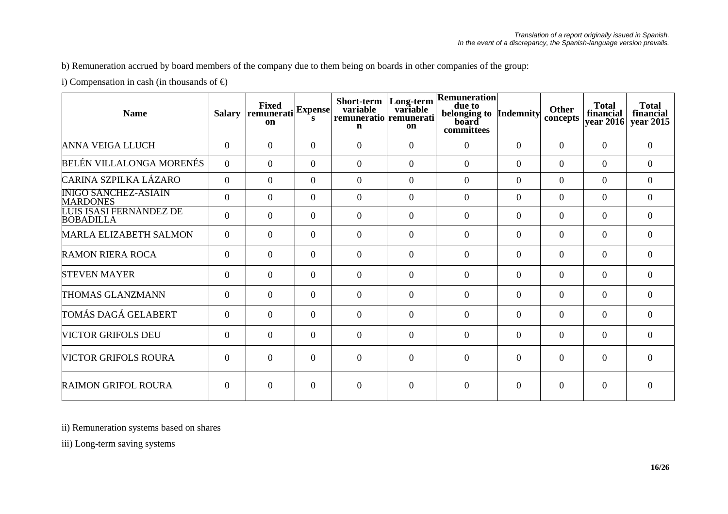*Translation of a report originally issued in Spanish.*
*In the event of a discrepancy, the Spanish-language version prevails.*

b) Remuneration accrued by board members of the company due to them being on boards in other companies of the group:

i) Compensation in cash (in thousands of €)

| Name | Salary | Fixed remuneration | Expenses | Short-term variable remuneration | Long-term variable remuneration | Remuneration due to belonging to board committees | Indemnity | Other concepts | Total financial year 2016 | Total financial year 2015 |
|---|---|---|---|---|---|---|---|---|---|---|
| ANNA VEIGA LLUCH | 0 | 0 | 0 | 0 | 0 | 0 | 0 | 0 | 0 | 0 |
| BELÉN VILLALONGA MORENÉS | 0 | 0 | 0 | 0 | 0 | 0 | 0 | 0 | 0 | 0 |
| CARINA SZPILKA LÁZARO | 0 | 0 | 0 | 0 | 0 | 0 | 0 | 0 | 0 | 0 |
| IÑIGO SÁNCHEZ-ASIAÍN MARDONES | 0 | 0 | 0 | 0 | 0 | 0 | 0 | 0 | 0 | 0 |
| LUIS ISASI FERNÁNDEZ DE BOBADILLA | 0 | 0 | 0 | 0 | 0 | 0 | 0 | 0 | 0 | 0 |
| MARLA ELIZABETH SALMON | 0 | 0 | 0 | 0 | 0 | 0 | 0 | 0 | 0 | 0 |
| RAMON RIERA ROCA | 0 | 0 | 0 | 0 | 0 | 0 | 0 | 0 | 0 | 0 |
| STEVEN MAYER | 0 | 0 | 0 | 0 | 0 | 0 | 0 | 0 | 0 | 0 |
| THOMAS GLANZMANN | 0 | 0 | 0 | 0 | 0 | 0 | 0 | 0 | 0 | 0 |
| TOMÁS DAGÁ GELABERT | 0 | 0 | 0 | 0 | 0 | 0 | 0 | 0 | 0 | 0 |
| VICTOR GRIFOLS DEU | 0 | 0 | 0 | 0 | 0 | 0 | 0 | 0 | 0 | 0 |
| VICTOR GRIFOLS ROURA | 0 | 0 | 0 | 0 | 0 | 0 | 0 | 0 | 0 | 0 |
| RAIMON GRIFOL ROURA | 0 | 0 | 0 | 0 | 0 | 0 | 0 | 0 | 0 | 0 |

ii) Remuneration systems based on shares

iii) Long-term saving systems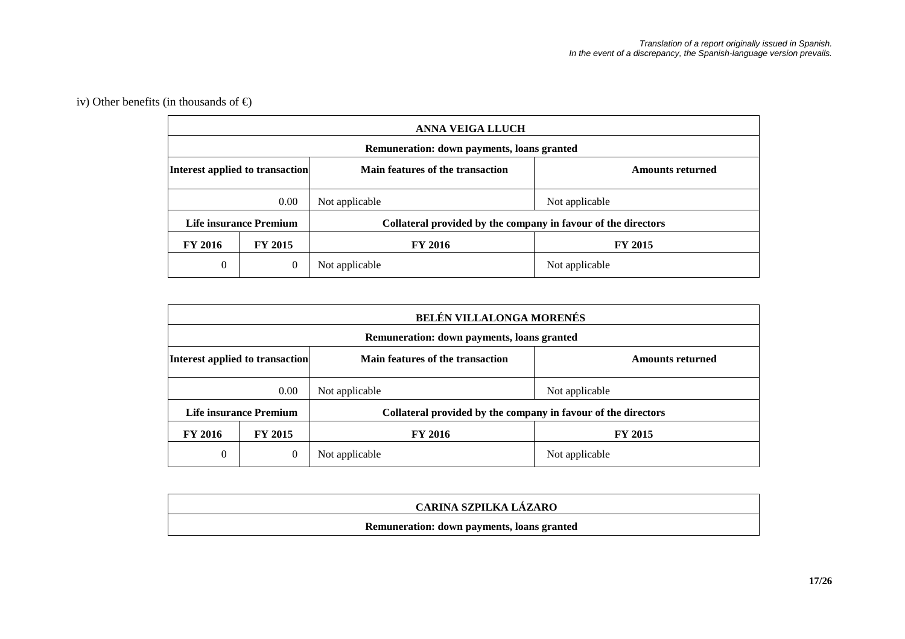*Translation of a report originally issued in Spanish.*
*In the event of a discrepancy, the Spanish-language version prevails.*

iv) Other benefits (in thousands of €)

| ANNA VEIGA LLUCH | | | |
|---|---|---|---|
| **Remuneration: down payments, loans granted** | | | |
| **Interest applied to transaction** | | **Main features of the transaction** | **Amounts returned** |
| 0.00 | | Not applicable | Not applicable |
| **Life insurance Premium** | | **Collateral provided by the company in favour of the directors** | |
| **FY 2016** | **FY 2015** | **FY 2016** | **FY 2015** |
| 0 | 0 | Not applicable | Not applicable |

| BELÉN VILLALONGA MORENÉS | | | |
|---|---|---|---|
| **Remuneration: down payments, loans granted** | | | |
| **Interest applied to transaction** | | **Main features of the transaction** | **Amounts returned** |
| 0.00 | | Not applicable | Not applicable |
| **Life insurance Premium** | | **Collateral provided by the company in favour of the directors** | |
| **FY 2016** | **FY 2015** | **FY 2016** | **FY 2015** |
| 0 | 0 | Not applicable | Not applicable |

| CARINA SZPILKA LÁZARO |
|---|
| **Remuneration: down payments, loans granted** |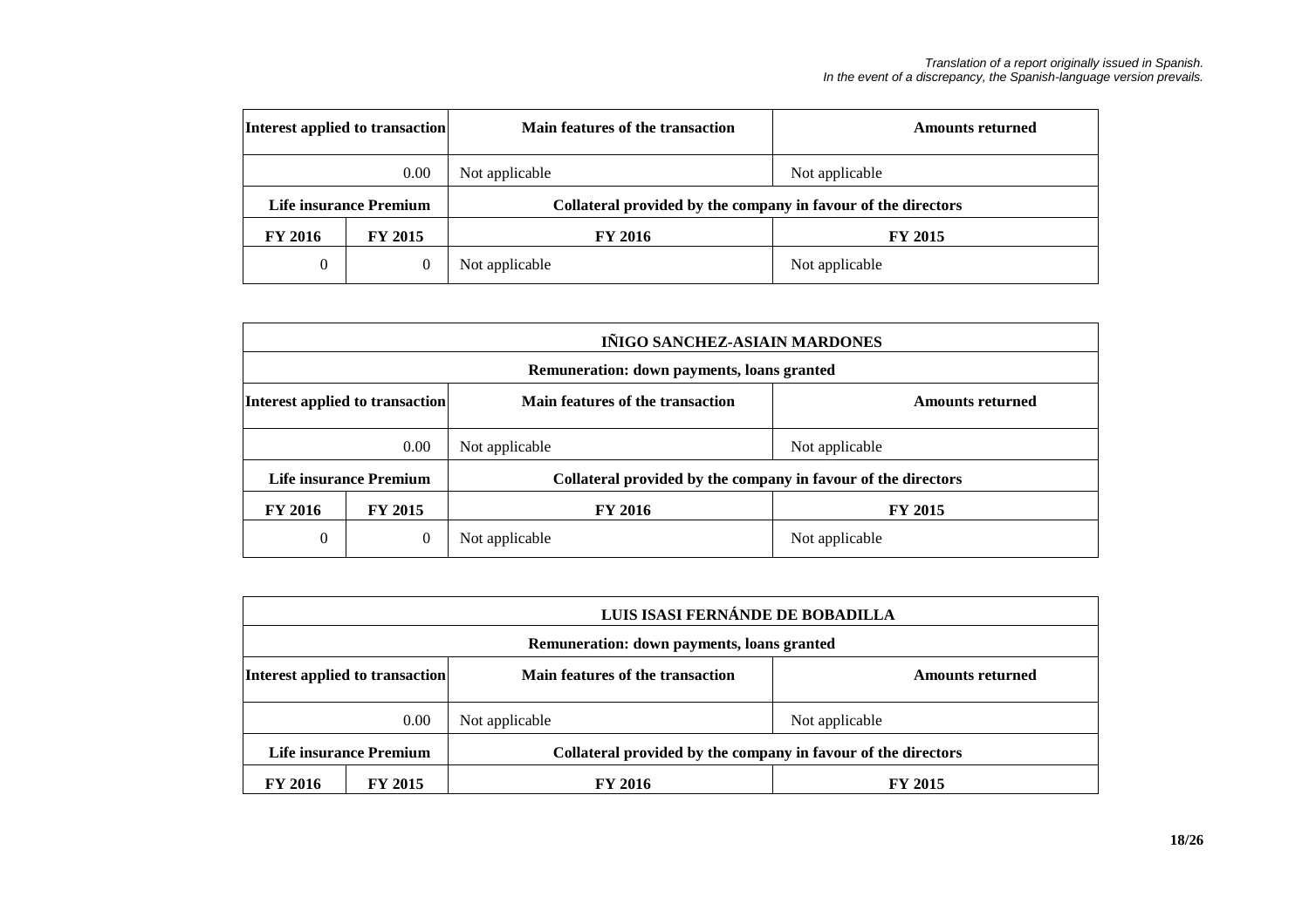*Translation of a report originally issued in Spanish.*
*In the event of a discrepancy, the Spanish-language version prevails.*

| Interest applied to transaction | | Main features of the transaction | Amounts returned |
|---|---|---|---|
| 0.00 | | Not applicable | Not applicable |
| **Life insurance Premium** | | **Collateral provided by the company in favour of the directors** | |
| **FY 2016** | **FY 2015** | **FY 2016** | **FY 2015** |
| 0 | 0 | Not applicable | Not applicable |

| IÑIGO SANCHEZ-ASIAIN MARDONES | | | |
|---|---|---|---|
| **Remuneration: down payments, loans granted** | | | |
| **Interest applied to transaction** | | **Main features of the transaction** | **Amounts returned** |
| 0.00 | | Not applicable | Not applicable |
| **Life insurance Premium** | | **Collateral provided by the company in favour of the directors** | |
| **FY 2016** | **FY 2015** | **FY 2016** | **FY 2015** |
| 0 | 0 | Not applicable | Not applicable |

| LUIS ISASI FERNÁNDE DE BOBADILLA | | | |
|---|---|---|---|
| **Remuneration: down payments, loans granted** | | | |
| **Interest applied to transaction** | | **Main features of the transaction** | **Amounts returned** |
| 0.00 | | Not applicable | Not applicable |
| **Life insurance Premium** | | **Collateral provided by the company in favour of the directors** | |
| **FY 2016** | **FY 2015** | **FY 2016** | **FY 2015** |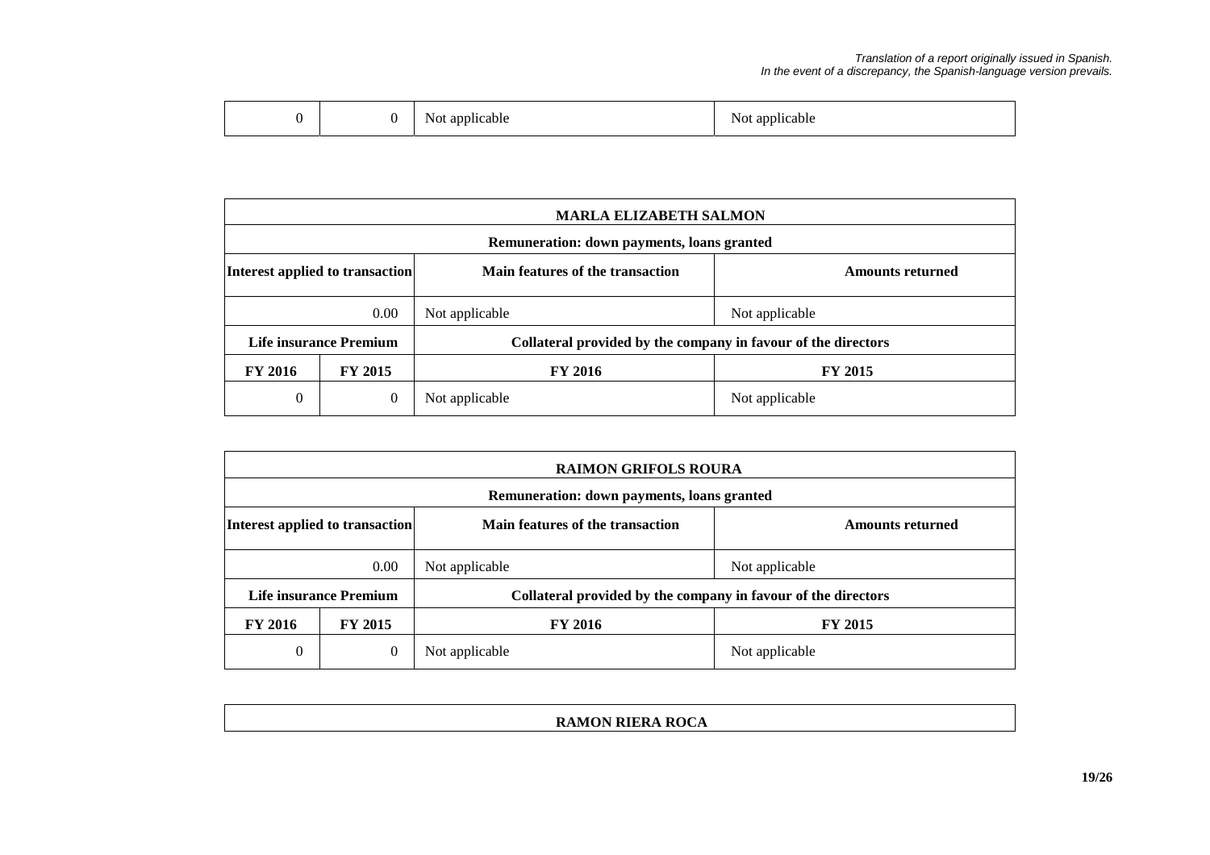*Translation of a report originally issued in Spanish.*
*In the event of a discrepancy, the Spanish-language version prevails.*

| | | | |
|---|---|---|---|
| 0 | 0 | Not applicable | Not applicable |

| MARLA ELIZABETH SALMON | | | |
|---|---|---|---|
| **Remuneration: down payments, loans granted** | | | |
| **Interest applied to transaction** | | **Main features of the transaction** | **Amounts returned** |
| 0.00 | | Not applicable | Not applicable |
| **Life insurance Premium** | | **Collateral provided by the company in favour of the directors** | |
| **FY 2016** | **FY 2015** | **FY 2016** | **FY 2015** |
| 0 | 0 | Not applicable | Not applicable |

| RAIMON GRIFOLS ROURA | | | |
|---|---|---|---|
| **Remuneration: down payments, loans granted** | | | |
| **Interest applied to transaction** | | **Main features of the transaction** | **Amounts returned** |
| 0.00 | | Not applicable | Not applicable |
| **Life insurance Premium** | | **Collateral provided by the company in favour of the directors** | |
| **FY 2016** | **FY 2015** | **FY 2016** | **FY 2015** |
| 0 | 0 | Not applicable | Not applicable |

| RAMON RIERA ROCA |
|---|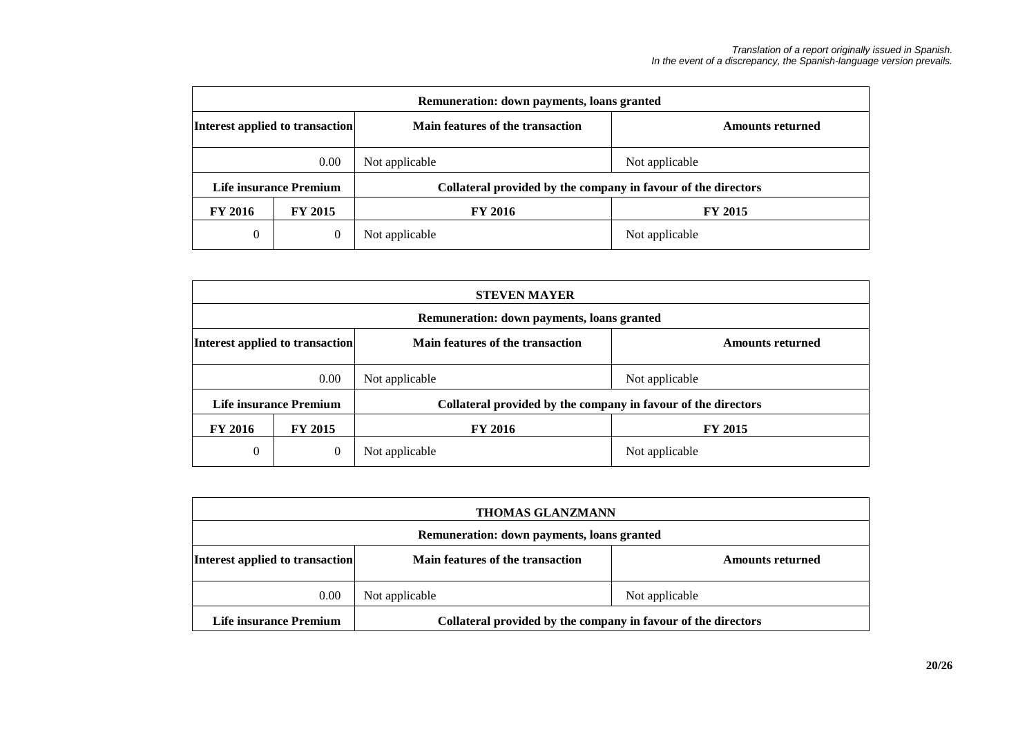*Translation of a report originally issued in Spanish.*
*In the event of a discrepancy, the Spanish-language version prevails.*

| Remuneration: down payments, loans granted | | | |
|---|---|---|---|
| Interest applied to transaction | | Main features of the transaction | Amounts returned |
| 0.00 | | Not applicable | Not applicable |
| Life insurance Premium | | Collateral provided by the company in favour of the directors | |
| FY 2016 | FY 2015 | FY 2016 | FY 2015 |
| 0 | 0 | Not applicable | Not applicable |

| STEVEN MAYER | | | |
|---|---|---|---|
| Remuneration: down payments, loans granted | | | |
| Interest applied to transaction | | Main features of the transaction | Amounts returned |
| 0.00 | | Not applicable | Not applicable |
| Life insurance Premium | | Collateral provided by the company in favour of the directors | |
| FY 2016 | FY 2015 | FY 2016 | FY 2015 |
| 0 | 0 | Not applicable | Not applicable |

| THOMAS GLANZMANN | | | |
|---|---|---|---|
| Remuneration: down payments, loans granted | | | |
| Interest applied to transaction | | Main features of the transaction | Amounts returned |
| 0.00 | | Not applicable | Not applicable |
| Life insurance Premium | | Collateral provided by the company in favour of the directors | |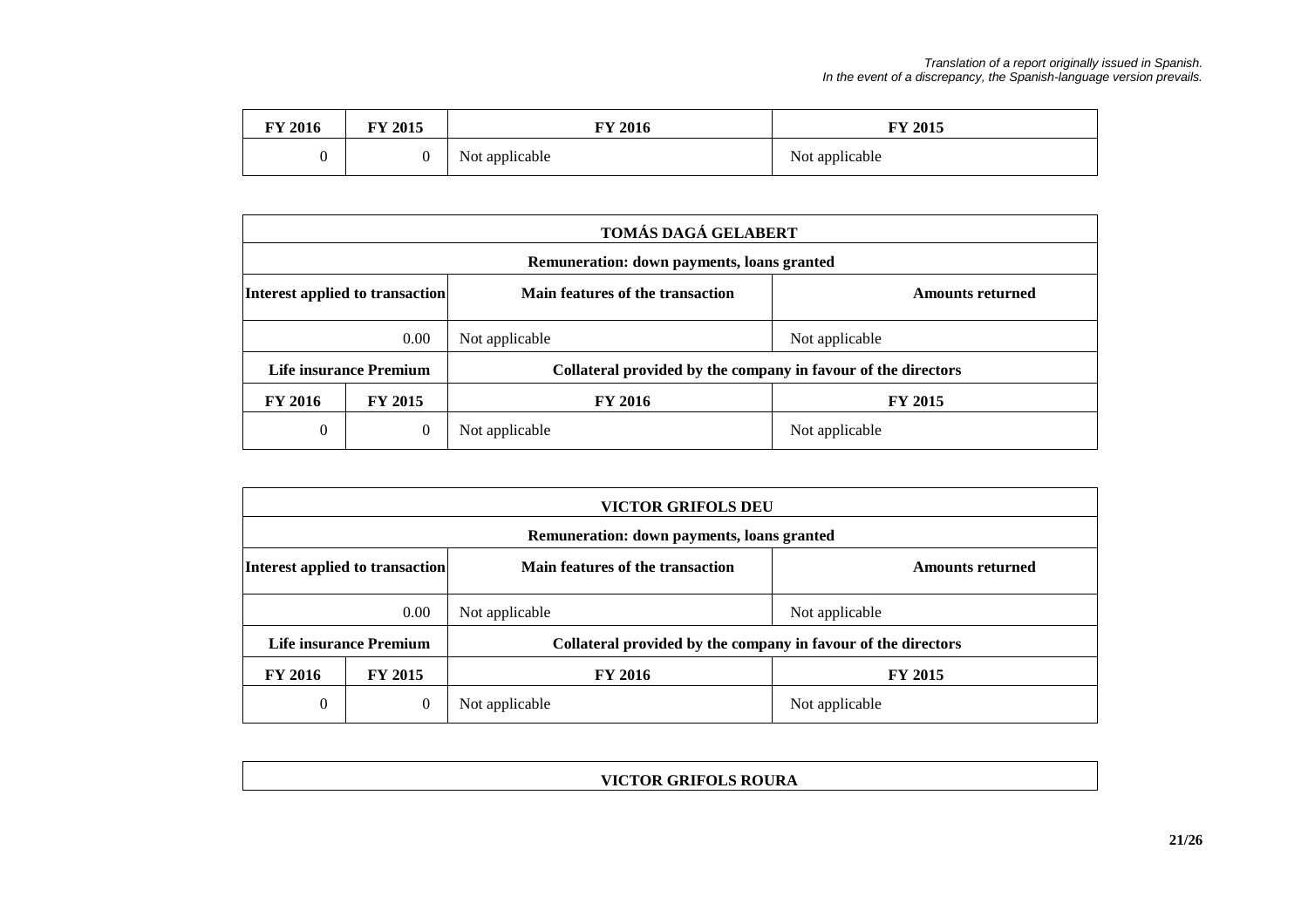*Translation of a report originally issued in Spanish.*
*In the event of a discrepancy, the Spanish-language version prevails.*

| FY 2016 | FY 2015 | FY 2016 | FY 2015 |
|---|---|---|---|
| 0 | 0 | Not applicable | Not applicable |

| TOMÁS DAGÁ GELABERT | | | |
|---|---|---|---|
| Remuneration: down payments, loans granted | | | |
| Interest applied to transaction | | Main features of the transaction | Amounts returned |
| 0.00 | | Not applicable | Not applicable |
| Life insurance Premium | | Collateral provided by the company in favour of the directors | |
| FY 2016 | FY 2015 | FY 2016 | FY 2015 |
| 0 | 0 | Not applicable | Not applicable |

| VICTOR GRIFOLS DEU | | | |
|---|---|---|---|
| Remuneration: down payments, loans granted | | | |
| Interest applied to transaction | | Main features of the transaction | Amounts returned |
| 0.00 | | Not applicable | Not applicable |
| Life insurance Premium | | Collateral provided by the company in favour of the directors | |
| FY 2016 | FY 2015 | FY 2016 | FY 2015 |
| 0 | 0 | Not applicable | Not applicable |

| VICTOR GRIFOLS ROURA |
|---|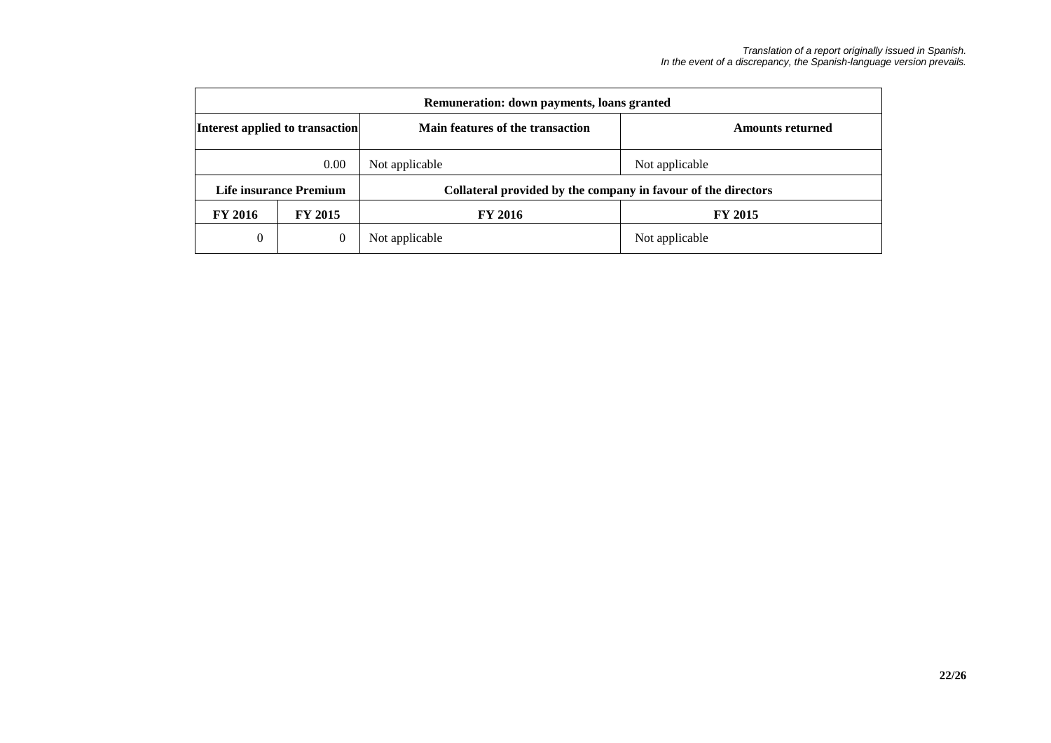*Translation of a report originally issued in Spanish.*
*In the event of a discrepancy, the Spanish-language version prevails.*

| Remuneration: down payments, loans granted | | | |
|---|---|---|---|
| **Interest applied to transaction** | | **Main features of the transaction** | **Amounts returned** |
| 0.00 | | Not applicable | Not applicable |
| **Life insurance Premium** | | **Collateral provided by the company in favour of the directors** | |
| **FY 2016** | **FY 2015** | **FY 2016** | **FY 2015** |
| 0 | 0 | Not applicable | Not applicable |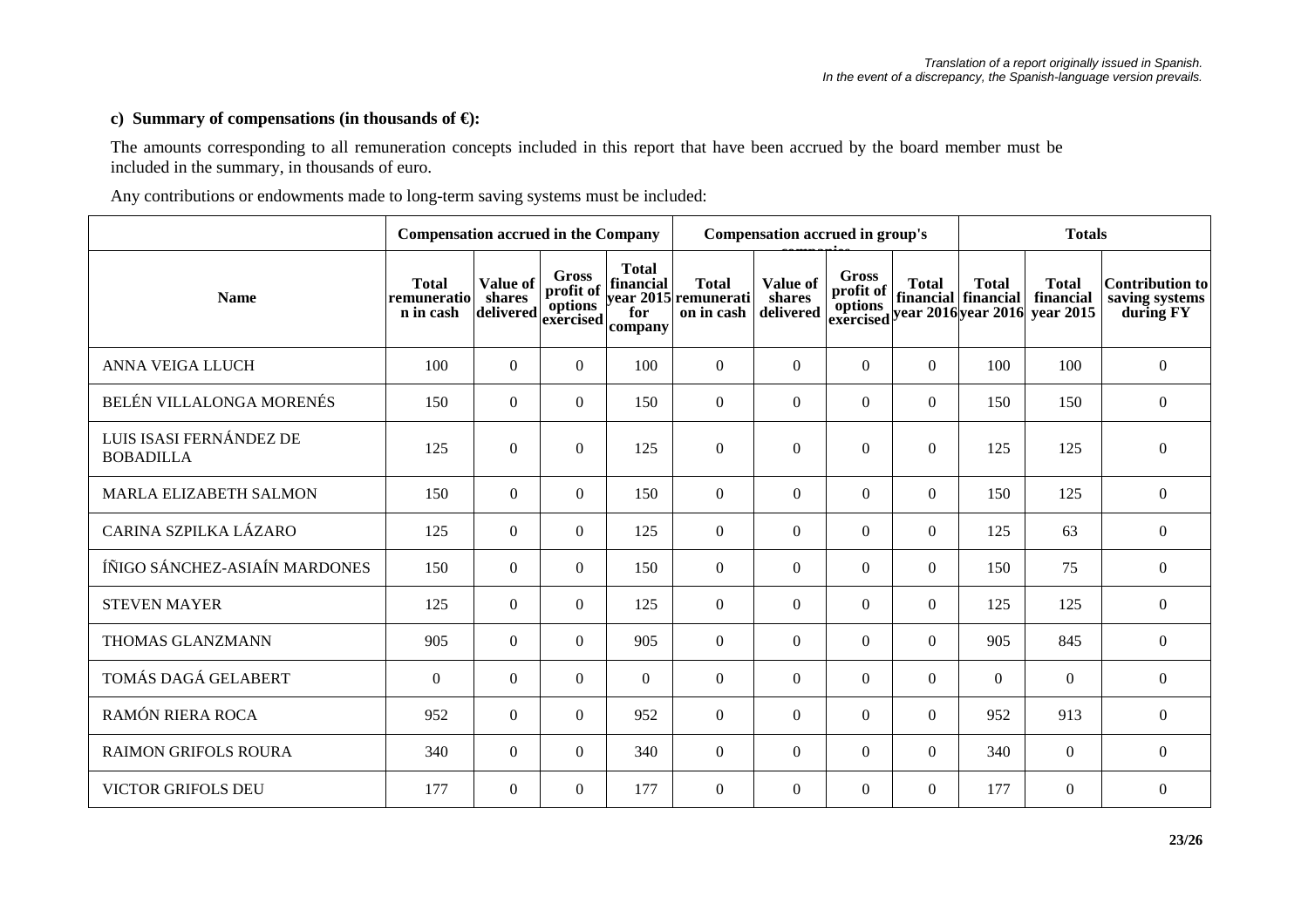*Translation of a report originally issued in Spanish.*
*In the event of a discrepancy, the Spanish-language version prevails.*

**c) Summary of compensations (in thousands of €):**

The amounts corresponding to all remuneration concepts included in this report that have been accrued by the board member must be included in the summary, in thousands of euro.

Any contributions or endowments made to long-term saving systems must be included:

| | Compensation accrued in the Company | | | | Compensation accrued in group's companies | | | | Totals | | |
|---|---|---|---|---|---|---|---|---|---|---|---|
| **Name** | **Total remuneration in cash** | **Value of shares delivered** | **Gross profit of options exercised** | **Total financial year 2015 for company** | **Total remuneration in cash** | **Value of shares delivered** | **Gross profit of options exercised** | **Total financial year 2016** | **Total financial year 2016** | **Total financial year 2015** | **Contribution to saving systems during FY** |
| ANNA VEIGA LLUCH | 100 | 0 | 0 | 100 | 0 | 0 | 0 | 0 | 100 | 100 | 0 |
| BELÉN VILLALONGA MORENÉS | 150 | 0 | 0 | 150 | 0 | 0 | 0 | 0 | 150 | 150 | 0 |
| LUIS ISASI FERNÁNDEZ DE BOBADILLA | 125 | 0 | 0 | 125 | 0 | 0 | 0 | 0 | 125 | 125 | 0 |
| MARLA ELIZABETH SALMON | 150 | 0 | 0 | 150 | 0 | 0 | 0 | 0 | 150 | 125 | 0 |
| CARINA SZPILKA LÁZARO | 125 | 0 | 0 | 125 | 0 | 0 | 0 | 0 | 125 | 63 | 0 |
| ÍÑIGO SÁNCHEZ-ASIAÍN MARDONES | 150 | 0 | 0 | 150 | 0 | 0 | 0 | 0 | 150 | 75 | 0 |
| STEVEN MAYER | 125 | 0 | 0 | 125 | 0 | 0 | 0 | 0 | 125 | 125 | 0 |
| THOMAS GLANZMANN | 905 | 0 | 0 | 905 | 0 | 0 | 0 | 0 | 905 | 845 | 0 |
| TOMÁS DAGÁ GELABERT | 0 | 0 | 0 | 0 | 0 | 0 | 0 | 0 | 0 | 0 | 0 |
| RAMÓN RIERA ROCA | 952 | 0 | 0 | 952 | 0 | 0 | 0 | 0 | 952 | 913 | 0 |
| RAIMON GRIFOLS ROURA | 340 | 0 | 0 | 340 | 0 | 0 | 0 | 0 | 340 | 0 | 0 |
| VICTOR GRIFOLS DEU | 177 | 0 | 0 | 177 | 0 | 0 | 0 | 0 | 177 | 0 | 0 |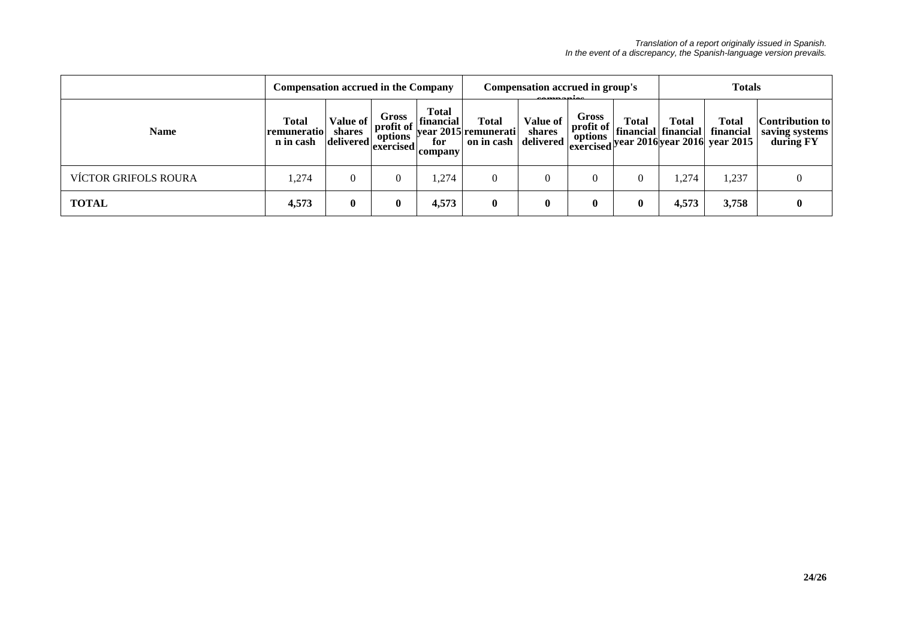*Translation of a report originally issued in Spanish.*
*In the event of a discrepancy, the Spanish-language version prevails.*

| | Compensation accrued in the Company | | | | Compensation accrued in group's companies | | | | Totals | | |
|---|---|---|---|---|---|---|---|---|---|---|---|
| **Name** | **Total remuneration in cash** | **Value of shares delivered** | **Gross profit of options exercised** | **Total financial year 2015 for company** | **Total remuneration in cash** | **Value of shares delivered** | **Gross profit of options exercised** | **Total financial year 2016** | **Total financial year 2016** | **Total financial year 2015** | **Contribution to saving systems during FY** |
| VÍCTOR GRIFOLS ROURA | 1,274 | 0 | 0 | 1,274 | 0 | 0 | 0 | 0 | 1,274 | 1,237 | 0 |
| **TOTAL** | **4,573** | **0** | **0** | **4,573** | **0** | **0** | **0** | **0** | **4,573** | **3,758** | **0** |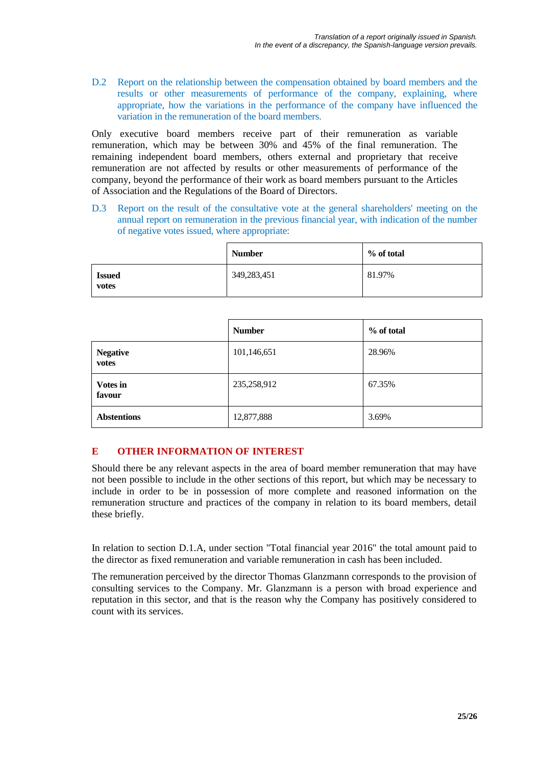*Translation of a report originally issued in Spanish.*
*In the event of a discrepancy, the Spanish-language version prevails.*

D.2 Report on the relationship between the compensation obtained by board members and the results or other measurements of performance of the company, explaining, where appropriate, how the variations in the performance of the company have influenced the variation in the remuneration of the board members.

Only executive board members receive part of their remuneration as variable remuneration, which may be between 30% and 45% of the final remuneration. The remaining independent board members, others external and proprietary that receive remuneration are not affected by results or other measurements of performance of the company, beyond the performance of their work as board members pursuant to the Articles of Association and the Regulations of the Board of Directors.

D.3 Report on the result of the consultative vote at the general shareholders' meeting on the annual report on remuneration in the previous financial year, with indication of the number of negative votes issued, where appropriate:

| | **Number** | **% of total** |
|---|---|---|
| **Issued votes** | 349,283,451 | 81.97% |

| | **Number** | **% of total** |
|---|---|---|
| **Negative votes** | 101,146,651 | 28.96% |
| **Votes in favour** | 235,258,912 | 67.35% |
| **Abstentions** | 12,877,888 | 3.69% |

## E OTHER INFORMATION OF INTEREST

Should there be any relevant aspects in the area of board member remuneration that may have not been possible to include in the other sections of this report, but which may be necessary to include in order to be in possession of more complete and reasoned information on the remuneration structure and practices of the company in relation to its board members, detail these briefly.

In relation to section D.1.A, under section "Total financial year 2016" the total amount paid to the director as fixed remuneration and variable remuneration in cash has been included.

The remuneration perceived by the director Thomas Glanzmann corresponds to the provision of consulting services to the Company. Mr. Glanzmann is a person with broad experience and reputation in this sector, and that is the reason why the Company has positively considered to count with its services.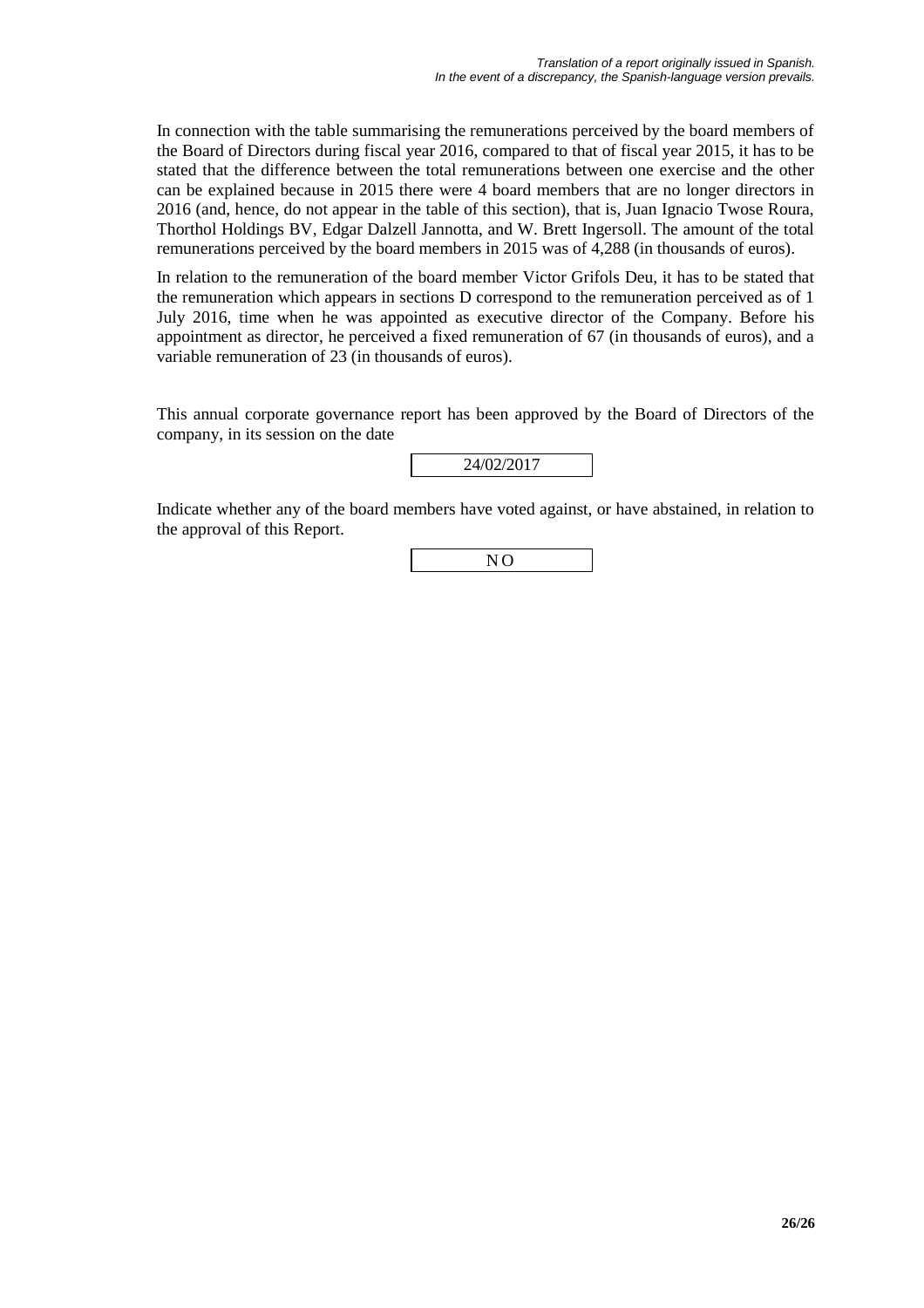In connection with the table summarising the remunerations perceived by the board members of the Board of Directors during fiscal year 2016, compared to that of fiscal year 2015, it has to be stated that the difference between the total remunerations between one exercise and the other can be explained because in 2015 there were 4 board members that are no longer directors in 2016 (and, hence, do not appear in the table of this section), that is, Juan Ignacio Twose Roura, Thorthol Holdings BV, Edgar Dalzell Jannotta, and W. Brett Ingersoll. The amount of the total remunerations perceived by the board members in 2015 was of 4,288 (in thousands of euros).

In relation to the remuneration of the board member Victor Grifols Deu, it has to be stated that the remuneration which appears in sections D correspond to the remuneration perceived as of 1 July 2016, time when he was appointed as executive director of the Company. Before his appointment as director, he perceived a fixed remuneration of 67 (in thousands of euros), and a variable remuneration of 23 (in thousands of euros).

This annual corporate governance report has been approved by the Board of Directors of the company, in its session on the date

24/02/2017

Indicate whether any of the board members have voted against, or have abstained, in relation to the approval of this Report.

NO